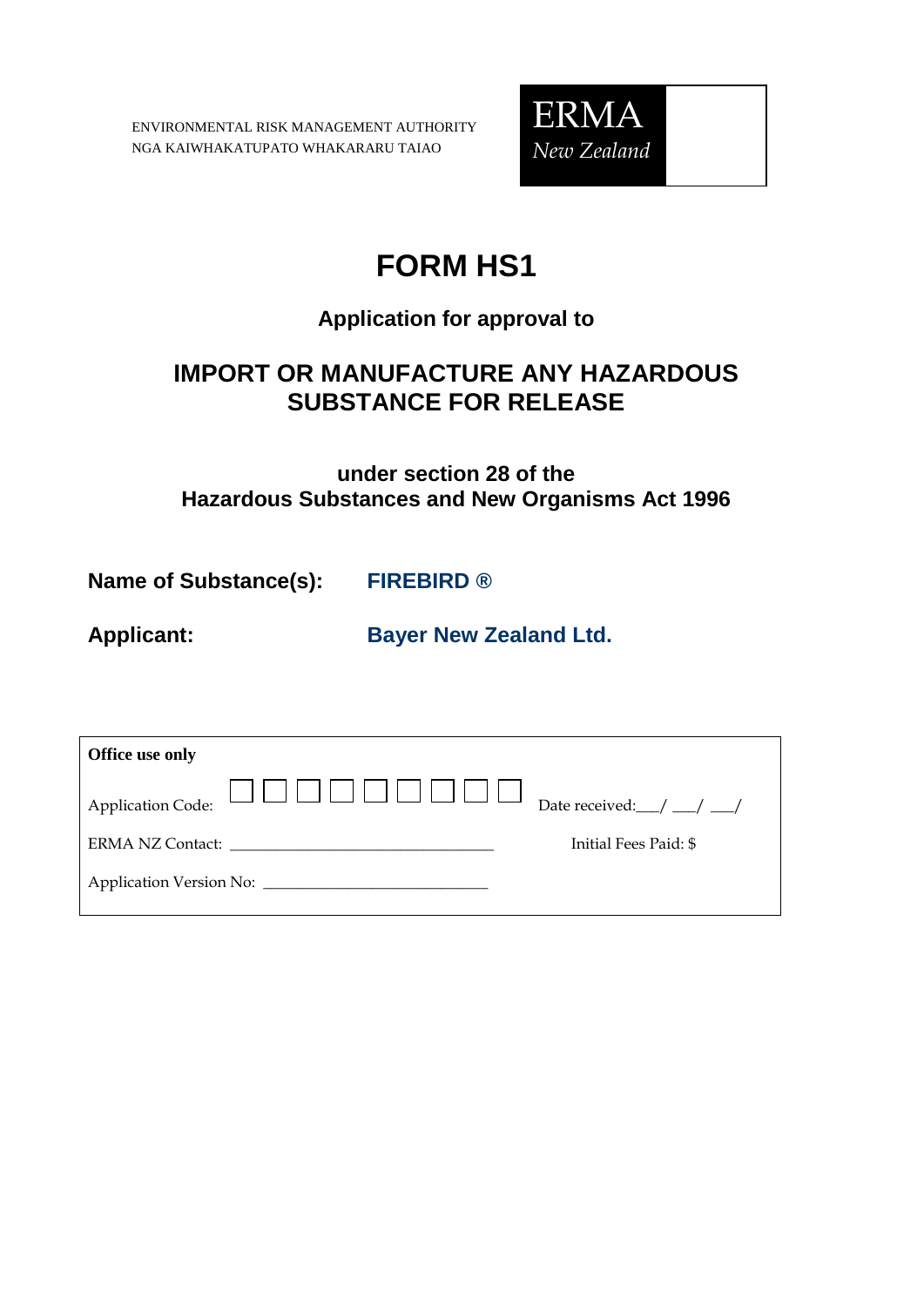ENVIRONMENTAL RISK MANAGEMENT AUTHORITY
NGA KAIWHAKATUPATO WHAKARARU TAIAO

**ERMA**
*New Zealand*

# FORM HS1

## Application for approval to

## IMPORT OR MANUFACTURE ANY HAZARDOUS SUBSTANCE FOR RELEASE

### under section 28 of the Hazardous Substances and New Organisms Act 1996

**Name of Substance(s):** **FIREBIRD ®**

**Applicant:** **Bayer New Zealand Ltd.**

| **Office use only** | |
|---|---|
| Application Code: ☐☐☐☐☐☐☐☐☐ | Date received:\_\_\_/ \_\_\_/ \_\_\_/ |
| ERMA NZ Contact: \_\_\_\_\_\_\_\_\_\_\_\_\_\_\_\_\_\_\_\_\_\_\_\_\_\_\_\_\_\_\_\_ | Initial Fees Paid: $ |
| Application Version No: \_\_\_\_\_\_\_\_\_\_\_\_\_\_\_\_\_\_\_\_\_\_\_\_\_\_\_\_ | |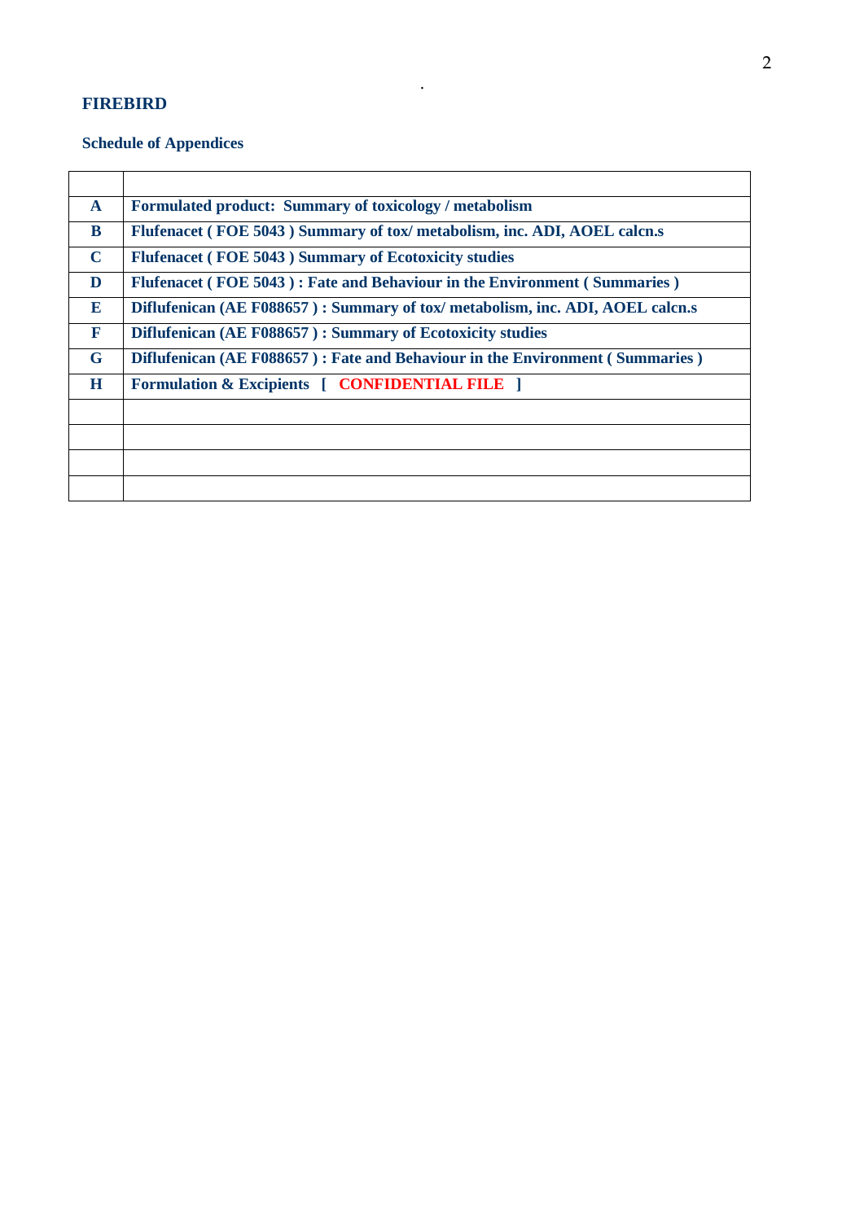**FIREBIRD**

**Schedule of Appendices**

| | |
|---|---|
| **A** | **Formulated product: Summary of toxicology / metabolism** |
| **B** | **Flufenacet ( FOE 5043 ) Summary of tox/ metabolism, inc. ADI, AOEL calcn.s** |
| **C** | **Flufenacet ( FOE 5043 ) Summary of Ecotoxicity studies** |
| **D** | **Flufenacet ( FOE 5043 ) : Fate and Behaviour in the Environment ( Summaries )** |
| **E** | **Diflufenican (AE F088657 ) : Summary of tox/ metabolism, inc. ADI, AOEL calcn.s** |
| **F** | **Diflufenican (AE F088657 ) : Summary of Ecotoxicity studies** |
| **G** | **Diflufenican (AE F088657 ) : Fate and Behaviour in the Environment ( Summaries )** |
| **H** | **Formulation & Excipients [ CONFIDENTIAL FILE ]** |
| | |
| | |
| | |
| | |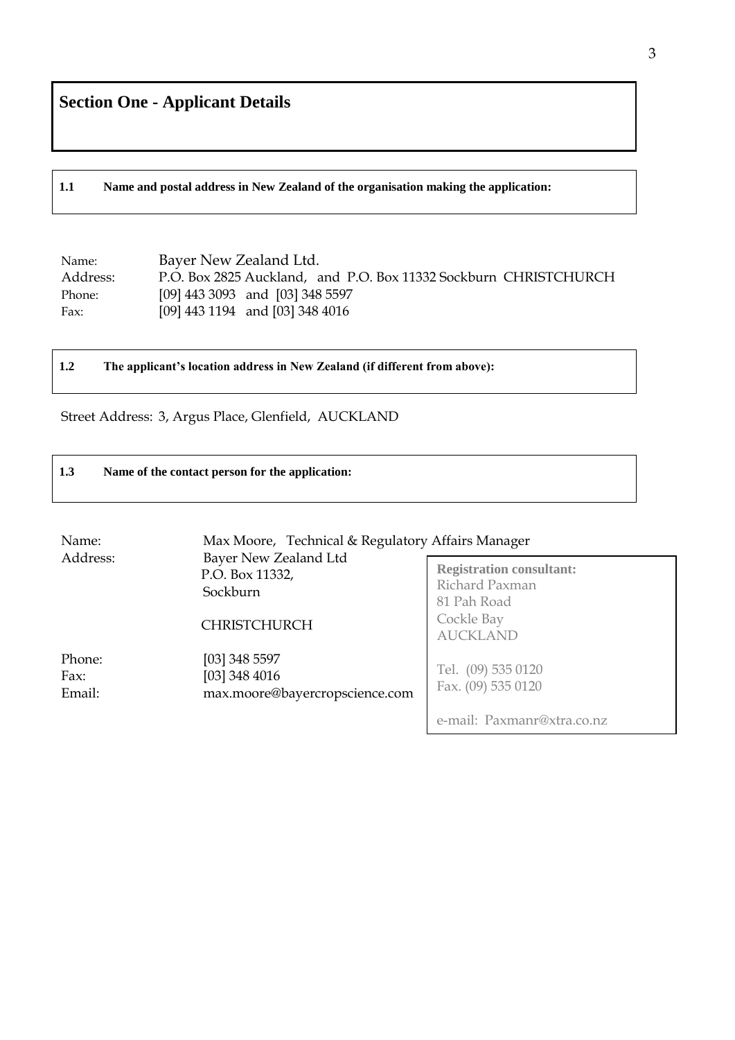# Section One - Applicant Details

### 1.1 Name and postal address in New Zealand of the organisation making the application:

Name: Bayer New Zealand Ltd.
Address: P.O. Box 2825 Auckland, and P.O. Box 11332 Sockburn CHRISTCHURCH
Phone: [09] 443 3093 and [03] 348 5597
Fax: [09] 443 1194 and [03] 348 4016

### 1.2 The applicant's location address in New Zealand (if different from above):

Street Address: 3, Argus Place, Glenfield, AUCKLAND

### 1.3 Name of the contact person for the application:

Name: Max Moore, Technical & Regulatory Affairs Manager
Address: Bayer New Zealand Ltd
P.O. Box 11332,
Sockburn

CHRISTCHURCH

Phone: [03] 348 5597
Fax: [03] 348 4016
Email: max.moore@bayercropscience.com

**Registration consultant:**
Richard Paxman
81 Pah Road
Cockle Bay
AUCKLAND

Tel. (09) 535 0120
Fax. (09) 535 0120

e-mail: Paxmanr@xtra.co.nz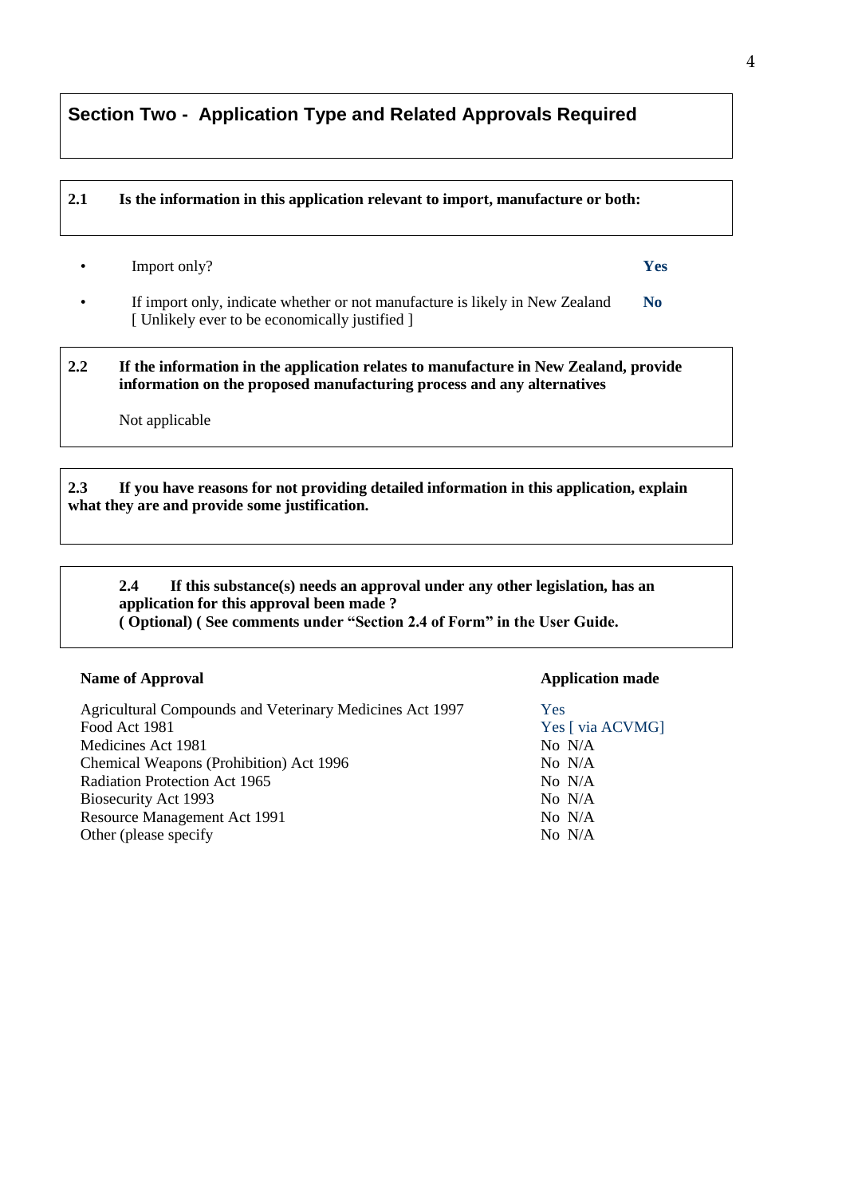## Section Two - Application Type and Related Approvals Required

**2.1 Is the information in this application relevant to import, manufacture or both:**

- Import only? **Yes**
- If import only, indicate whether or not manufacture is likely in New Zealand [ Unlikely ever to be economically justified ] **No**

**2.2 If the information in the application relates to manufacture in New Zealand, provide information on the proposed manufacturing process and any alternatives**

Not applicable

**2.3 If you have reasons for not providing detailed information in this application, explain what they are and provide some justification.**

**2.4 If this substance(s) needs an approval under any other legislation, has an application for this approval been made ?**
**( Optional) ( See comments under "Section 2.4 of Form" in the User Guide.**

| Name of Approval | Application made |
| --- | --- |
| Agricultural Compounds and Veterinary Medicines Act 1997 | Yes |
| Food Act 1981 | Yes [ via ACVMG] |
| Medicines Act 1981 | No N/A |
| Chemical Weapons (Prohibition) Act 1996 | No N/A |
| Radiation Protection Act 1965 | No N/A |
| Biosecurity Act 1993 | No N/A |
| Resource Management Act 1991 | No N/A |
| Other (please specify | No N/A |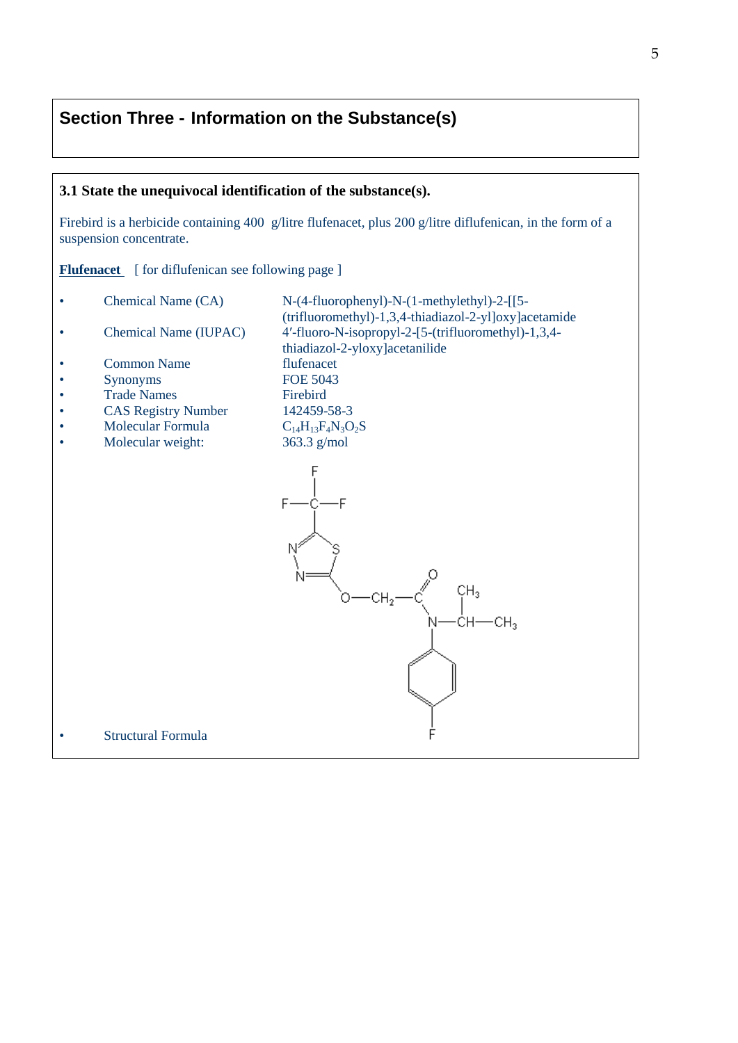## Section Three - Information on the Substance(s)

### 3.1 State the unequivocal identification of the substance(s).

Firebird is a herbicide containing 400 g/litre flufenacet, plus 200 g/litre diflufenican, in the form of a suspension concentrate.

**Flufenacet** [ for diflufenican see following page ]

- Chemical Name (CA) — N-(4-fluorophenyl)-N-(1-methylethyl)-2-[[5-(trifluoromethyl)-1,3,4-thiadiazol-2-yl]oxy]acetamide
- Chemical Name (IUPAC) — 4′-fluoro-N-isopropyl-2-[5-(trifluoromethyl)-1,3,4-thiadiazol-2-yloxy]acetanilide
- Common Name — flufenacet
- Synonyms — FOE 5043
- Trade Names — Firebird
- CAS Registry Number — 142459-58-3
- Molecular Formula — $C_{14}H_{13}F_4N_3O_2S$
- Molecular weight: — 363.3 g/mol
- Structural Formula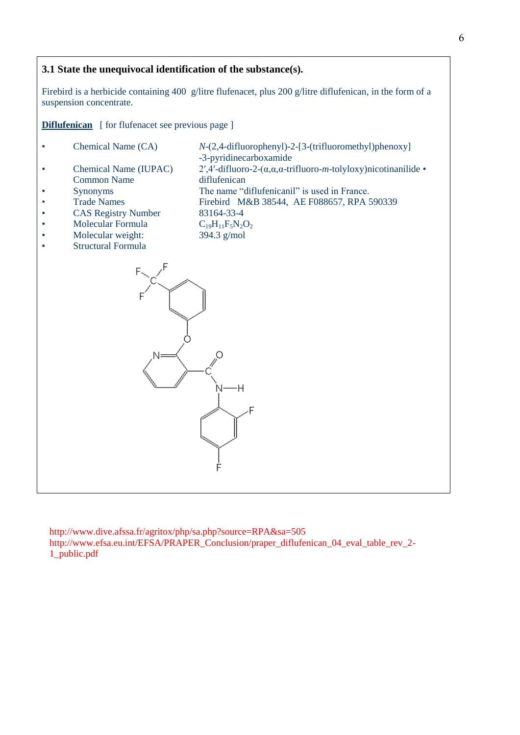### 3.1 State the unequivocal identification of the substance(s).

Firebird is a herbicide containing 400 g/litre flufenacet, plus 200 g/litre diflufenican, in the form of a suspension concentrate.

**Diflufenican** [ for flufenacet see previous page ]

- Chemical Name (CA) — *N*-(2,4-difluorophenyl)-2-[3-(trifluoromethyl)phenoxy] -3-pyridinecarboxamide
- Chemical Name (IUPAC) — 2′,4′-difluoro-2-(α,α,α-trifluoro-*m*-tolyloxy)nicotinanilide •
- Common Name — diflufenican
- Synonyms — The name "diflufenicanil" is used in France.
- Trade Names — Firebird M&B 38544, AE F088657, RPA 590339
- CAS Registry Number — 83164-33-4
- Molecular Formula — $C_{19}H_{11}F_5N_2O_2$
- Molecular weight: — 394.3 g/mol
- Structural Formula

http://www.dive.afssa.fr/agritox/php/sa.php?source=RPA&sa=505
http://www.efsa.eu.int/EFSA/PRAPER_Conclusion/praper_diflufenican_04_eval_table_rev_2-1_public.pdf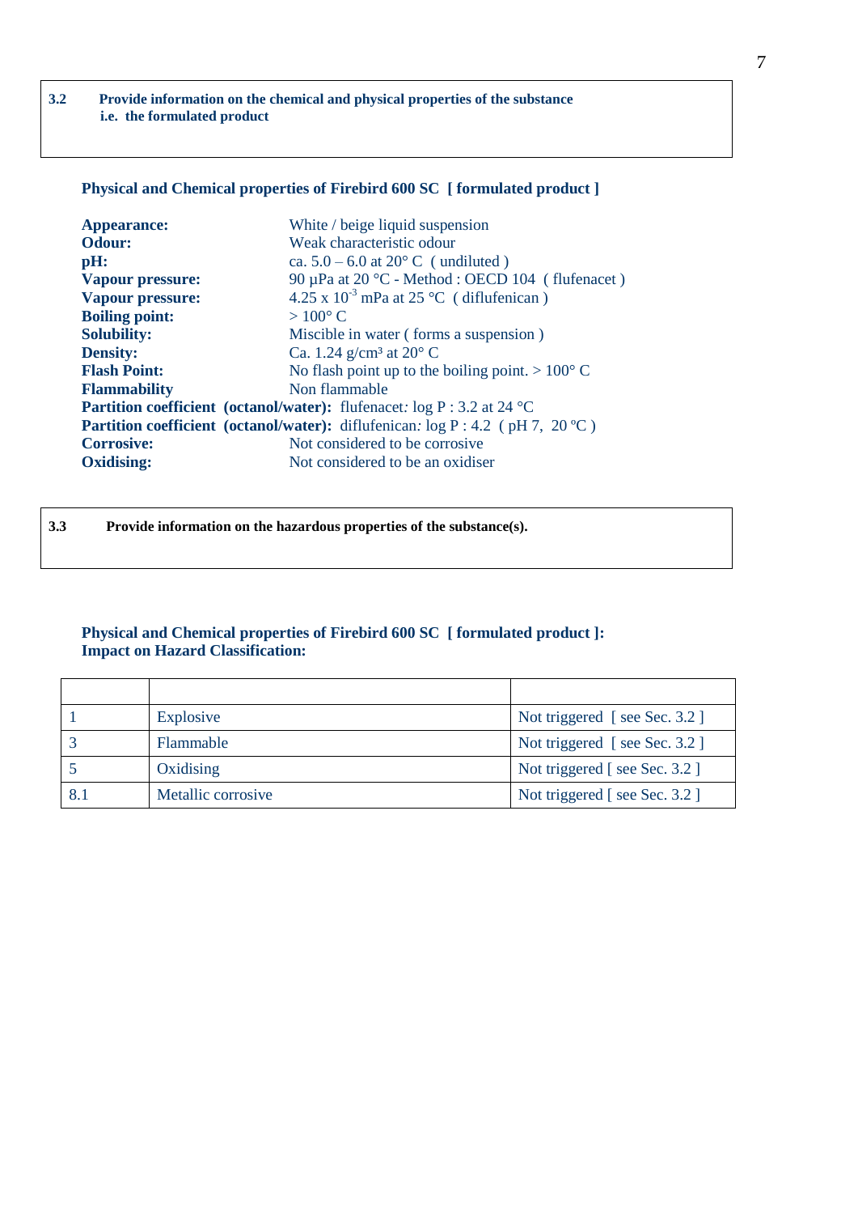**3.2 Provide information on the chemical and physical properties of the substance i.e. the formulated product**

**Physical and Chemical properties of Firebird 600 SC [ formulated product ]**

**Appearance:** White / beige liquid suspension
**Odour:** Weak characteristic odour
**pH:** ca. 5.0 – 6.0 at 20° C ( undiluted )
**Vapour pressure:** 90 µPa at 20 °C - Method : OECD 104 ( flufenacet )
**Vapour pressure:** 4.25 x $10^{-3}$ mPa at 25 °C ( diflufenican )
**Boiling point:** > 100° C
**Solubility:** Miscible in water ( forms a suspension )
**Density:** Ca. 1.24 g/cm³ at 20° C
**Flash Point:** No flash point up to the boiling point. > 100° C
**Flammability** Non flammable
**Partition coefficient (octanol/water):** flufenacet*:* log P : 3.2 at 24 °C
**Partition coefficient (octanol/water):** diflufenican*:* log P : 4.2 ( pH 7, 20 ºC )
**Corrosive:** Not considered to be corrosive
**Oxidising:** Not considered to be an oxidiser

**3.3 Provide information on the hazardous properties of the substance(s).**

**Physical and Chemical properties of Firebird 600 SC [ formulated product ]: Impact on Hazard Classification:**

| | | |
|---|---|---|
| 1 | Explosive | Not triggered [ see Sec. 3.2 ] |
| 3 | Flammable | Not triggered [ see Sec. 3.2 ] |
| 5 | Oxidising | Not triggered [ see Sec. 3.2 ] |
| 8.1 | Metallic corrosive | Not triggered [ see Sec. 3.2 ] |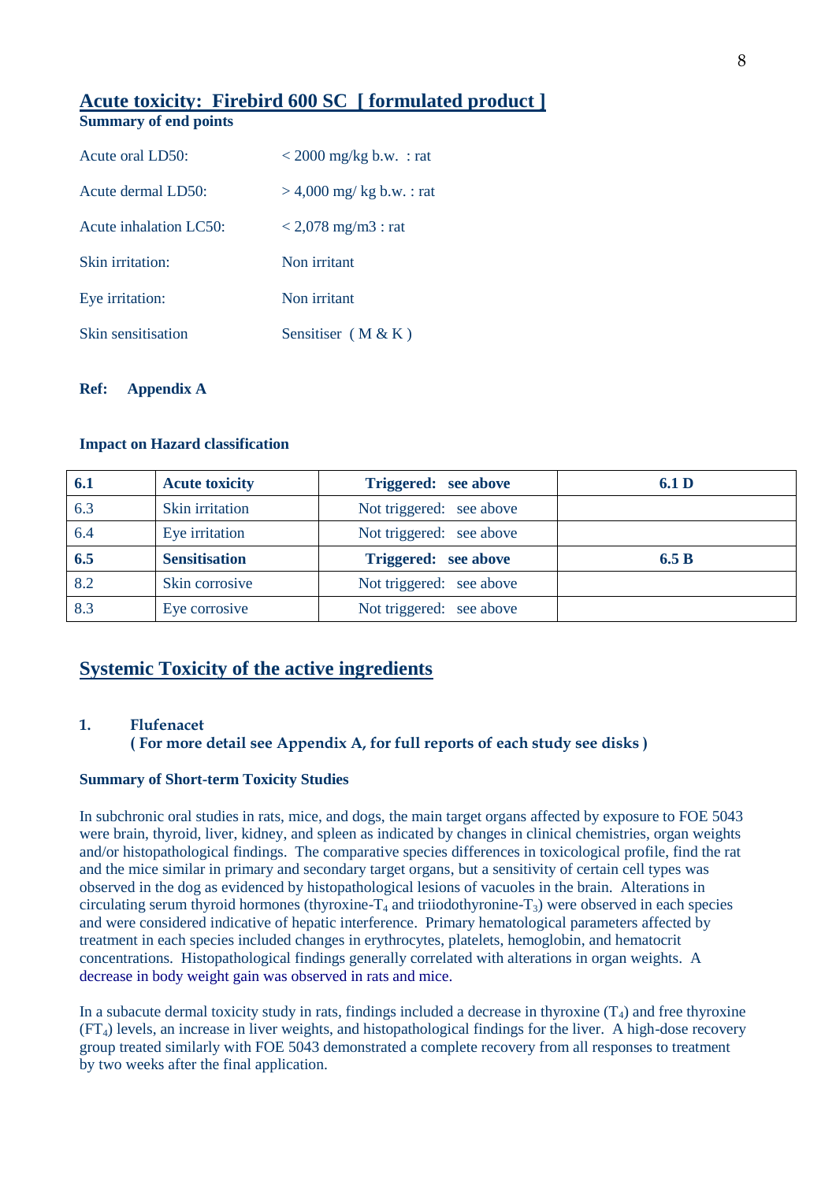## Acute toxicity: Firebird 600 SC [ formulated product ]

**Summary of end points**

| | |
|---|---|
| Acute oral LD50: | < 2000 mg/kg b.w. : rat |
| Acute dermal LD50: | > 4,000 mg/ kg b.w. : rat |
| Acute inhalation LC50: | < 2,078 mg/m3 : rat |
| Skin irritation: | Non irritant |
| Eye irritation: | Non irritant |
| Skin sensitisation | Sensitiser ( M & K ) |

**Ref: Appendix A**

**Impact on Hazard classification**

| | | | |
|---|---|---|---|
| **6.1** | **Acute toxicity** | **Triggered: see above** | **6.1 D** |
| 6.3 | Skin irritation | Not triggered: see above | |
| 6.4 | Eye irritation | Not triggered: see above | |
| **6.5** | **Sensitisation** | **Triggered: see above** | **6.5 B** |
| 8.2 | Skin corrosive | Not triggered: see above | |
| 8.3 | Eye corrosive | Not triggered: see above | |

## Systemic Toxicity of the active ingredients

### 1. Flufenacet

**( For more detail see Appendix A, for full reports of each study see disks )**

**Summary of Short-term Toxicity Studies**

In subchronic oral studies in rats, mice, and dogs, the main target organs affected by exposure to FOE 5043 were brain, thyroid, liver, kidney, and spleen as indicated by changes in clinical chemistries, organ weights and/or histopathological findings. The comparative species differences in toxicological profile, find the rat and the mice similar in primary and secondary target organs, but a sensitivity of certain cell types was observed in the dog as evidenced by histopathological lesions of vacuoles in the brain. Alterations in circulating serum thyroid hormones (thyroxine-$T_4$ and triiodothyronine-$T_3$) were observed in each species and were considered indicative of hepatic interference. Primary hematological parameters affected by treatment in each species included changes in erythrocytes, platelets, hemoglobin, and hematocrit concentrations. Histopathological findings generally correlated with alterations in organ weights. A decrease in body weight gain was observed in rats and mice.

In a subacute dermal toxicity study in rats, findings included a decrease in thyroxine ($T_4$) and free thyroxine ($FT_4$) levels, an increase in liver weights, and histopathological findings for the liver. A high-dose recovery group treated similarly with FOE 5043 demonstrated a complete recovery from all responses to treatment by two weeks after the final application.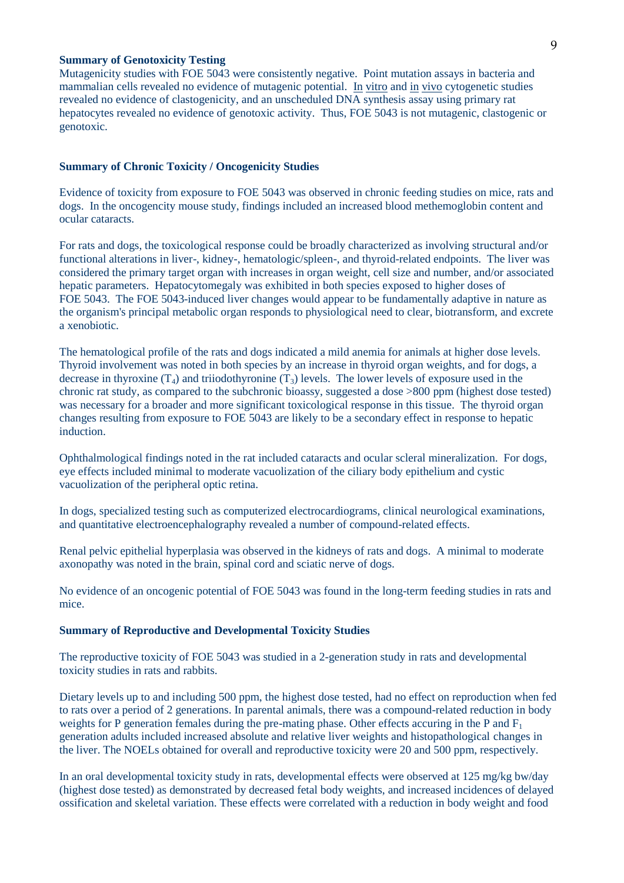## Summary of Genotoxicity Testing

Mutagenicity studies with FOE 5043 were consistently negative. Point mutation assays in bacteria and mammalian cells revealed no evidence of mutagenic potential. In vitro and in vivo cytogenetic studies revealed no evidence of clastogenicity, and an unscheduled DNA synthesis assay using primary rat hepatocytes revealed no evidence of genotoxic activity. Thus, FOE 5043 is not mutagenic, clastogenic or genotoxic.

## Summary of Chronic Toxicity / Oncogenicity Studies

Evidence of toxicity from exposure to FOE 5043 was observed in chronic feeding studies on mice, rats and dogs. In the oncogencity mouse study, findings included an increased blood methemoglobin content and ocular cataracts.

For rats and dogs, the toxicological response could be broadly characterized as involving structural and/or functional alterations in liver-, kidney-, hematologic/spleen-, and thyroid-related endpoints. The liver was considered the primary target organ with increases in organ weight, cell size and number, and/or associated hepatic parameters. Hepatocytomegaly was exhibited in both species exposed to higher doses of FOE 5043. The FOE 5043-induced liver changes would appear to be fundamentally adaptive in nature as the organism's principal metabolic organ responds to physiological need to clear, biotransform, and excrete a xenobiotic.

The hematological profile of the rats and dogs indicated a mild anemia for animals at higher dose levels. Thyroid involvement was noted in both species by an increase in thyroid organ weights, and for dogs, a decrease in thyroxine ($T_4$) and triiodothyronine ($T_3$) levels. The lower levels of exposure used in the chronic rat study, as compared to the subchronic bioassy, suggested a dose >800 ppm (highest dose tested) was necessary for a broader and more significant toxicological response in this tissue. The thyroid organ changes resulting from exposure to FOE 5043 are likely to be a secondary effect in response to hepatic induction.

Ophthalmological findings noted in the rat included cataracts and ocular scleral mineralization. For dogs, eye effects included minimal to moderate vacuolization of the ciliary body epithelium and cystic vacuolization of the peripheral optic retina.

In dogs, specialized testing such as computerized electrocardiograms, clinical neurological examinations, and quantitative electroencephalography revealed a number of compound-related effects.

Renal pelvic epithelial hyperplasia was observed in the kidneys of rats and dogs. A minimal to moderate axonopathy was noted in the brain, spinal cord and sciatic nerve of dogs.

No evidence of an oncogenic potential of FOE 5043 was found in the long-term feeding studies in rats and mice.

## Summary of Reproductive and Developmental Toxicity Studies

The reproductive toxicity of FOE 5043 was studied in a 2-generation study in rats and developmental toxicity studies in rats and rabbits.

Dietary levels up to and including 500 ppm, the highest dose tested, had no effect on reproduction when fed to rats over a period of 2 generations. In parental animals, there was a compound-related reduction in body weights for P generation females during the pre-mating phase. Other effects accuring in the P and $F_1$ generation adults included increased absolute and relative liver weights and histopathological changes in the liver. The NOELs obtained for overall and reproductive toxicity were 20 and 500 ppm, respectively.

In an oral developmental toxicity study in rats, developmental effects were observed at 125 mg/kg bw/day (highest dose tested) as demonstrated by decreased fetal body weights, and increased incidences of delayed ossification and skeletal variation. These effects were correlated with a reduction in body weight and food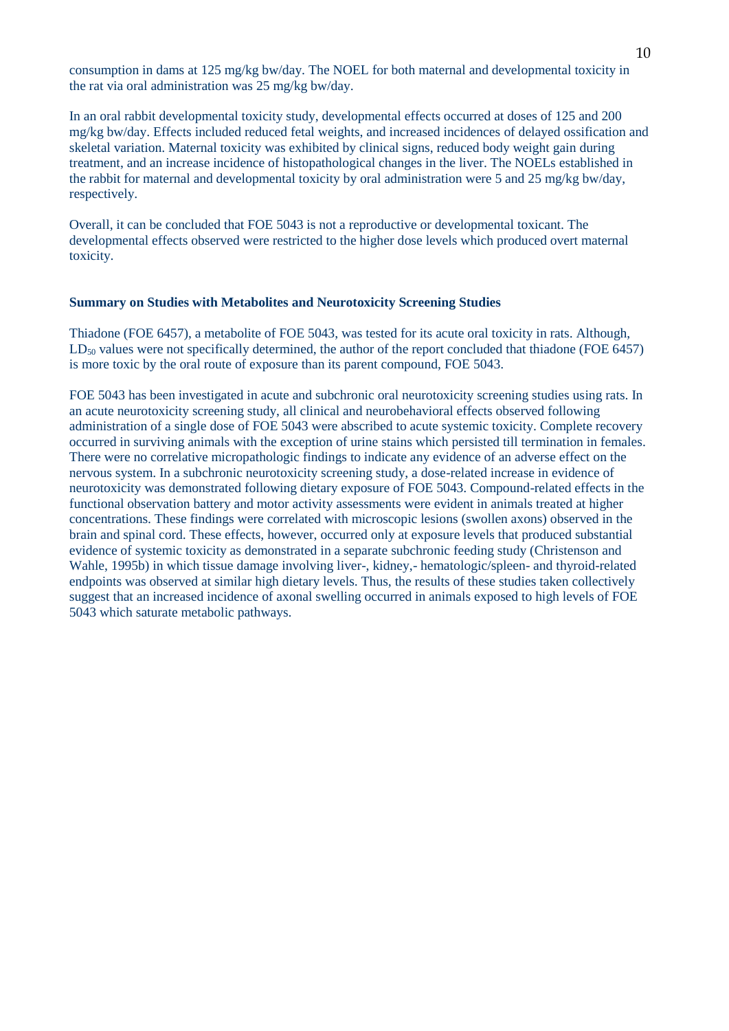consumption in dams at 125 mg/kg bw/day. The NOEL for both maternal and developmental toxicity in the rat via oral administration was 25 mg/kg bw/day.

In an oral rabbit developmental toxicity study, developmental effects occurred at doses of 125 and 200 mg/kg bw/day. Effects included reduced fetal weights, and increased incidences of delayed ossification and skeletal variation. Maternal toxicity was exhibited by clinical signs, reduced body weight gain during treatment, and an increase incidence of histopathological changes in the liver. The NOELs established in the rabbit for maternal and developmental toxicity by oral administration were 5 and 25 mg/kg bw/day, respectively.

Overall, it can be concluded that FOE 5043 is not a reproductive or developmental toxicant. The developmental effects observed were restricted to the higher dose levels which produced overt maternal toxicity.

**Summary on Studies with Metabolites and Neurotoxicity Screening Studies**

Thiadone (FOE 6457), a metabolite of FOE 5043, was tested for its acute oral toxicity in rats. Although, $LD_{50}$ values were not specifically determined, the author of the report concluded that thiadone (FOE 6457) is more toxic by the oral route of exposure than its parent compound, FOE 5043.

FOE 5043 has been investigated in acute and subchronic oral neurotoxicity screening studies using rats. In an acute neurotoxicity screening study, all clinical and neurobehavioral effects observed following administration of a single dose of FOE 5043 were abscribed to acute systemic toxicity. Complete recovery occurred in surviving animals with the exception of urine stains which persisted till termination in females. There were no correlative micropathologic findings to indicate any evidence of an adverse effect on the nervous system. In a subchronic neurotoxicity screening study, a dose-related increase in evidence of neurotoxicity was demonstrated following dietary exposure of FOE 5043. Compound-related effects in the functional observation battery and motor activity assessments were evident in animals treated at higher concentrations. These findings were correlated with microscopic lesions (swollen axons) observed in the brain and spinal cord. These effects, however, occurred only at exposure levels that produced substantial evidence of systemic toxicity as demonstrated in a separate subchronic feeding study (Christenson and Wahle, 1995b) in which tissue damage involving liver-, kidney,- hematologic/spleen- and thyroid-related endpoints was observed at similar high dietary levels. Thus, the results of these studies taken collectively suggest that an increased incidence of axonal swelling occurred in animals exposed to high levels of FOE 5043 which saturate metabolic pathways.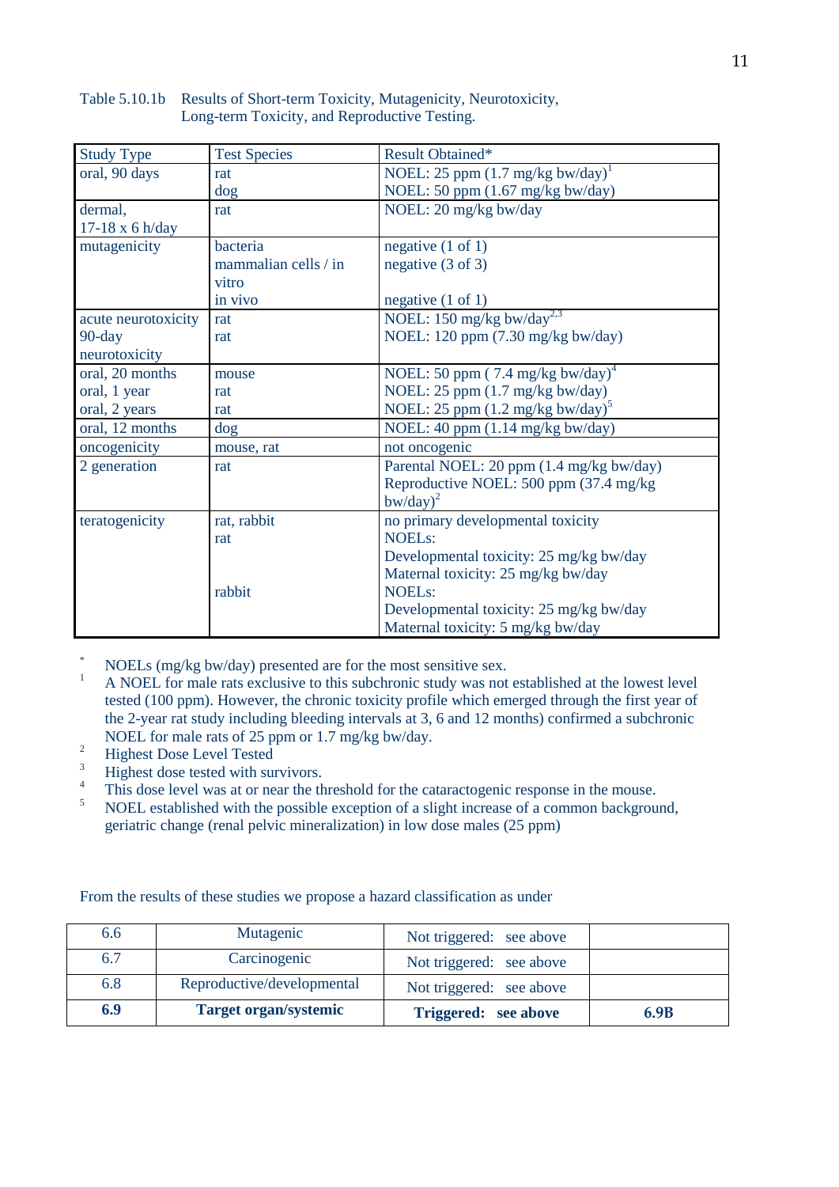Table 5.10.1b Results of Short-term Toxicity, Mutagenicity, Neurotoxicity, Long-term Toxicity, and Reproductive Testing.

| Study Type | Test Species | Result Obtained* |
|---|---|---|
| oral, 90 days | rat<br>dog | NOEL: 25 ppm (1.7 mg/kg bw/day)[1]<br>NOEL: 50 ppm (1.67 mg/kg bw/day) |
| dermal,<br>17-18 x 6 h/day | rat | NOEL: 20 mg/kg bw/day |
| mutagenicity | bacteria<br>mammalian cells / in vitro<br>in vivo | negative (1 of 1)<br>negative (3 of 3)<br>negative (1 of 1) |
| acute neurotoxicity<br>90-day neurotoxicity | rat<br>rat | NOEL: 150 mg/kg bw/day[2,3]<br>NOEL: 120 ppm (7.30 mg/kg bw/day) |
| oral, 20 months<br>oral, 1 year<br>oral, 2 years | mouse<br>rat<br>rat | NOEL: 50 ppm ( 7.4 mg/kg bw/day)[4]<br>NOEL: 25 ppm (1.7 mg/kg bw/day)<br>NOEL: 25 ppm (1.2 mg/kg bw/day)[5] |
| oral, 12 months | dog | NOEL: 40 ppm (1.14 mg/kg bw/day) |
| oncogenicity | mouse, rat | not oncogenic |
| 2 generation | rat | Parental NOEL: 20 ppm (1.4 mg/kg bw/day)<br>Reproductive NOEL: 500 ppm (37.4 mg/kg bw/day)[2] |
| teratogenicity | rat, rabbit<br>rat<br><br><br>rabbit | no primary developmental toxicity<br>NOELs:<br>Developmental toxicity: 25 mg/kg bw/day<br>Maternal toxicity: 25 mg/kg bw/day<br>NOELs:<br>Developmental toxicity: 25 mg/kg bw/day<br>Maternal toxicity: 5 mg/kg bw/day |

\* NOELs (mg/kg bw/day) presented are for the most sensitive sex.

1. A NOEL for male rats exclusive to this subchronic study was not established at the lowest level tested (100 ppm). However, the chronic toxicity profile which emerged through the first year of the 2-year rat study including bleeding intervals at 3, 6 and 12 months) confirmed a subchronic NOEL for male rats of 25 ppm or 1.7 mg/kg bw/day.
2. Highest Dose Level Tested
3. Highest dose tested with survivors.
4. This dose level was at or near the threshold for the cataractogenic response in the mouse.
5. NOEL established with the possible exception of a slight increase of a common background, geriatric change (renal pelvic mineralization) in low dose males (25 ppm)

From the results of these studies we propose a hazard classification as under

| 6.6 | Mutagenic | Not triggered: see above | |
|---|---|---|---|
| 6.7 | Carcinogenic | Not triggered: see above | |
| 6.8 | Reproductive/developmental | Not triggered: see above | |
| **6.9** | **Target organ/systemic** | **Triggered: see above** | **6.9B** |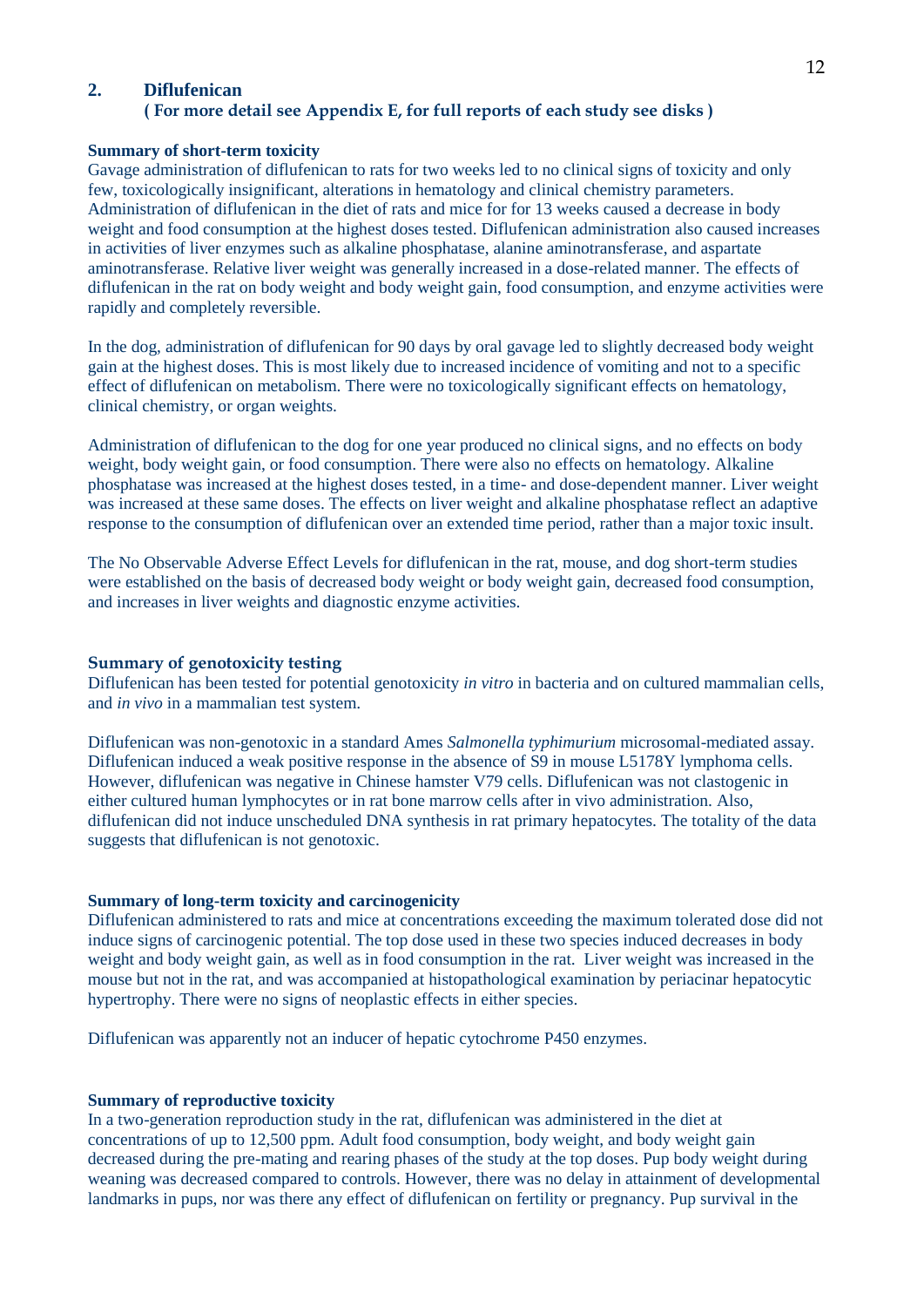## 2. Diflufenican

**( For more detail see Appendix E, for full reports of each study see disks )**

**Summary of short-term toxicity**

Gavage administration of diflufenican to rats for two weeks led to no clinical signs of toxicity and only few, toxicologically insignificant, alterations in hematology and clinical chemistry parameters. Administration of diflufenican in the diet of rats and mice for for 13 weeks caused a decrease in body weight and food consumption at the highest doses tested. Diflufenican administration also caused increases in activities of liver enzymes such as alkaline phosphatase, alanine aminotransferase, and aspartate aminotransferase. Relative liver weight was generally increased in a dose-related manner. The effects of diflufenican in the rat on body weight and body weight gain, food consumption, and enzyme activities were rapidly and completely reversible.

In the dog, administration of diflufenican for 90 days by oral gavage led to slightly decreased body weight gain at the highest doses. This is most likely due to increased incidence of vomiting and not to a specific effect of diflufenican on metabolism. There were no toxicologically significant effects on hematology, clinical chemistry, or organ weights.

Administration of diflufenican to the dog for one year produced no clinical signs, and no effects on body weight, body weight gain, or food consumption. There were also no effects on hematology. Alkaline phosphatase was increased at the highest doses tested, in a time- and dose-dependent manner. Liver weight was increased at these same doses. The effects on liver weight and alkaline phosphatase reflect an adaptive response to the consumption of diflufenican over an extended time period, rather than a major toxic insult.

The No Observable Adverse Effect Levels for diflufenican in the rat, mouse, and dog short-term studies were established on the basis of decreased body weight or body weight gain, decreased food consumption, and increases in liver weights and diagnostic enzyme activities.

**Summary of genotoxicity testing**

Diflufenican has been tested for potential genotoxicity *in vitro* in bacteria and on cultured mammalian cells, and *in vivo* in a mammalian test system.

Diflufenican was non-genotoxic in a standard Ames *Salmonella typhimurium* microsomal-mediated assay. Diflufenican induced a weak positive response in the absence of S9 in mouse L5178Y lymphoma cells. However, diflufenican was negative in Chinese hamster V79 cells. Diflufenican was not clastogenic in either cultured human lymphocytes or in rat bone marrow cells after in vivo administration. Also, diflufenican did not induce unscheduled DNA synthesis in rat primary hepatocytes. The totality of the data suggests that diflufenican is not genotoxic.

**Summary of long-term toxicity and carcinogenicity**

Diflufenican administered to rats and mice at concentrations exceeding the maximum tolerated dose did not induce signs of carcinogenic potential. The top dose used in these two species induced decreases in body weight and body weight gain, as well as in food consumption in the rat. Liver weight was increased in the mouse but not in the rat, and was accompanied at histopathological examination by periacinar hepatocytic hypertrophy. There were no signs of neoplastic effects in either species.

Diflufenican was apparently not an inducer of hepatic cytochrome P450 enzymes.

**Summary of reproductive toxicity**

In a two-generation reproduction study in the rat, diflufenican was administered in the diet at concentrations of up to 12,500 ppm. Adult food consumption, body weight, and body weight gain decreased during the pre-mating and rearing phases of the study at the top doses. Pup body weight during weaning was decreased compared to controls. However, there was no delay in attainment of developmental landmarks in pups, nor was there any effect of diflufenican on fertility or pregnancy. Pup survival in the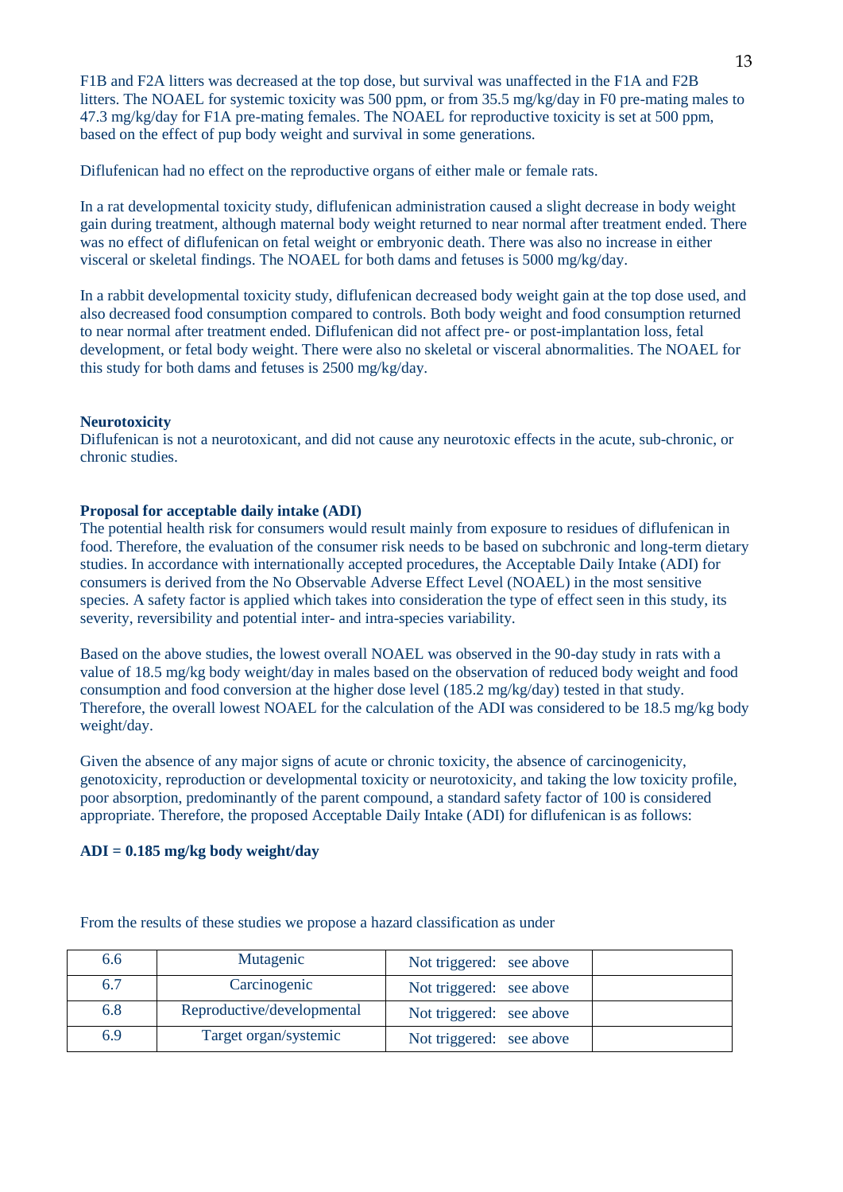F1B and F2A litters was decreased at the top dose, but survival was unaffected in the F1A and F2B litters. The NOAEL for systemic toxicity was 500 ppm, or from 35.5 mg/kg/day in F0 pre-mating males to 47.3 mg/kg/day for F1A pre-mating females. The NOAEL for reproductive toxicity is set at 500 ppm, based on the effect of pup body weight and survival in some generations.

Diflufenican had no effect on the reproductive organs of either male or female rats.

In a rat developmental toxicity study, diflufenican administration caused a slight decrease in body weight gain during treatment, although maternal body weight returned to near normal after treatment ended. There was no effect of diflufenican on fetal weight or embryonic death. There was also no increase in either visceral or skeletal findings. The NOAEL for both dams and fetuses is 5000 mg/kg/day.

In a rabbit developmental toxicity study, diflufenican decreased body weight gain at the top dose used, and also decreased food consumption compared to controls. Both body weight and food consumption returned to near normal after treatment ended. Diflufenican did not affect pre- or post-implantation loss, fetal development, or fetal body weight. There were also no skeletal or visceral abnormalities. The NOAEL for this study for both dams and fetuses is 2500 mg/kg/day.

**Neurotoxicity**

Diflufenican is not a neurotoxicant, and did not cause any neurotoxic effects in the acute, sub-chronic, or chronic studies.

**Proposal for acceptable daily intake (ADI)**

The potential health risk for consumers would result mainly from exposure to residues of diflufenican in food. Therefore, the evaluation of the consumer risk needs to be based on subchronic and long-term dietary studies. In accordance with internationally accepted procedures, the Acceptable Daily Intake (ADI) for consumers is derived from the No Observable Adverse Effect Level (NOAEL) in the most sensitive species. A safety factor is applied which takes into consideration the type of effect seen in this study, its severity, reversibility and potential inter- and intra-species variability.

Based on the above studies, the lowest overall NOAEL was observed in the 90-day study in rats with a value of 18.5 mg/kg body weight/day in males based on the observation of reduced body weight and food consumption and food conversion at the higher dose level (185.2 mg/kg/day) tested in that study. Therefore, the overall lowest NOAEL for the calculation of the ADI was considered to be 18.5 mg/kg body weight/day.

Given the absence of any major signs of acute or chronic toxicity, the absence of carcinogenicity, genotoxicity, reproduction or developmental toxicity or neurotoxicity, and taking the low toxicity profile, poor absorption, predominantly of the parent compound, a standard safety factor of 100 is considered appropriate. Therefore, the proposed Acceptable Daily Intake (ADI) for diflufenican is as follows:

**ADI = 0.185 mg/kg body weight/day**

From the results of these studies we propose a hazard classification as under

| | | | |
|---|---|---|---|
| 6.6 | Mutagenic | Not triggered: see above | |
| 6.7 | Carcinogenic | Not triggered: see above | |
| 6.8 | Reproductive/developmental | Not triggered: see above | |
| 6.9 | Target organ/systemic | Not triggered: see above | |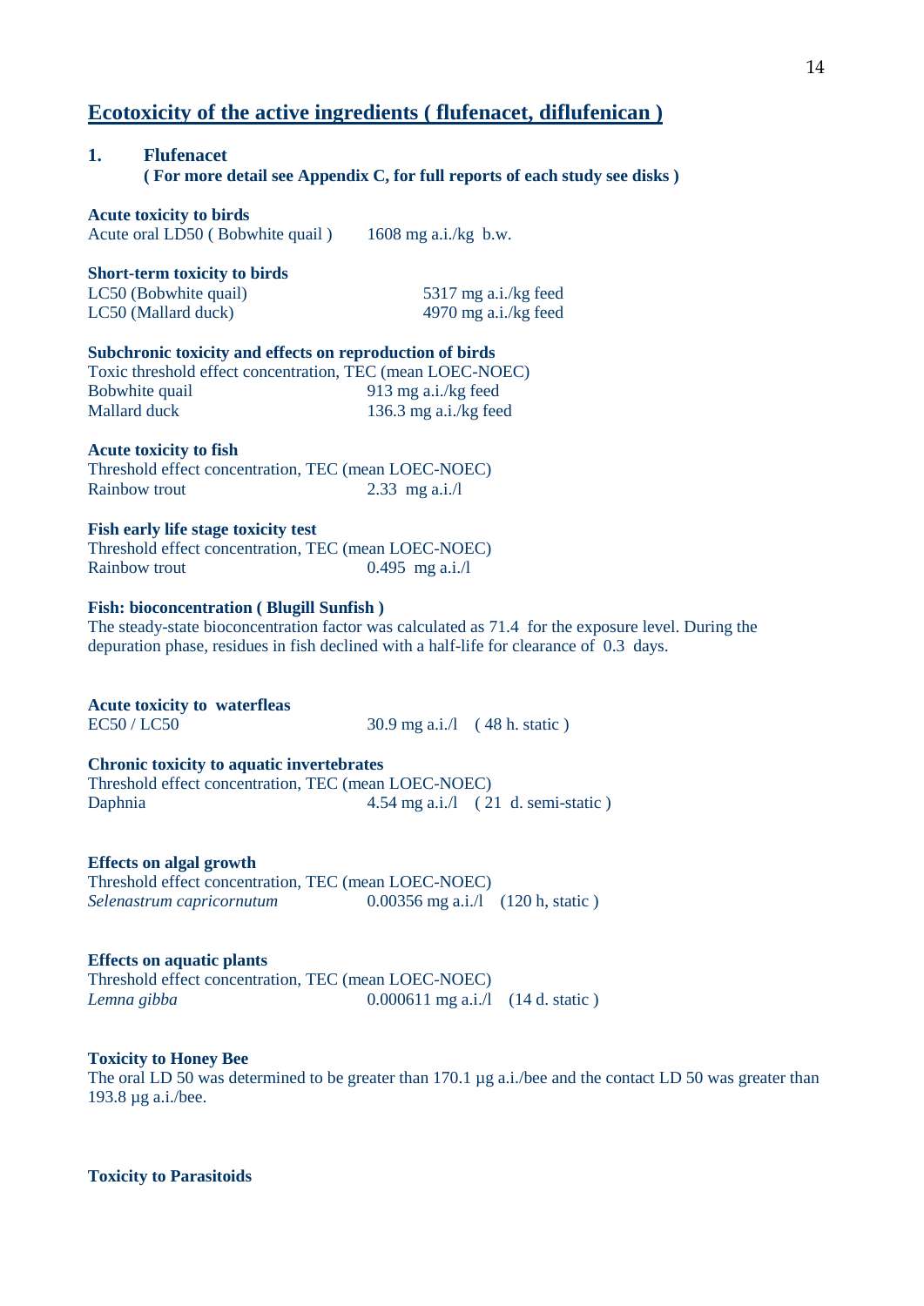## Ecotoxicity of the active ingredients ( flufenacet, diflufenican )

### 1. Flufenacet

**( For more detail see Appendix C, for full reports of each study see disks )**

**Acute toxicity to birds**

Acute oral LD50 ( Bobwhite quail ) 1608 mg a.i./kg b.w.

**Short-term toxicity to birds**

LC50 (Bobwhite quail) 5317 mg a.i./kg feed
LC50 (Mallard duck) 4970 mg a.i./kg feed

**Subchronic toxicity and effects on reproduction of birds**

Toxic threshold effect concentration, TEC (mean LOEC-NOEC)
Bobwhite quail 913 mg a.i./kg feed
Mallard duck 136.3 mg a.i./kg feed

**Acute toxicity to fish**

Threshold effect concentration, TEC (mean LOEC-NOEC)
Rainbow trout 2.33 mg a.i./l

**Fish early life stage toxicity test**

Threshold effect concentration, TEC (mean LOEC-NOEC)
Rainbow trout 0.495 mg a.i./l

**Fish: bioconcentration ( Blugill Sunfish )**

The steady-state bioconcentration factor was calculated as 71.4 for the exposure level. During the depuration phase, residues in fish declined with a half-life for clearance of 0.3 days.

**Acute toxicity to waterfleas**

EC50 / LC50 30.9 mg a.i./l ( 48 h. static )

**Chronic toxicity to aquatic invertebrates**

Threshold effect concentration, TEC (mean LOEC-NOEC)
Daphnia 4.54 mg a.i./l ( 21 d. semi-static )

**Effects on algal growth**

Threshold effect concentration, TEC (mean LOEC-NOEC)
*Selenastrum capricornutum* 0.00356 mg a.i./l (120 h, static )

**Effects on aquatic plants**

Threshold effect concentration, TEC (mean LOEC-NOEC)
*Lemna gibba* 0.000611 mg a.i./l (14 d. static )

**Toxicity to Honey Bee**

The oral LD 50 was determined to be greater than 170.1 µg a.i./bee and the contact LD 50 was greater than 193.8 µg a.i./bee.

**Toxicity to Parasitoids**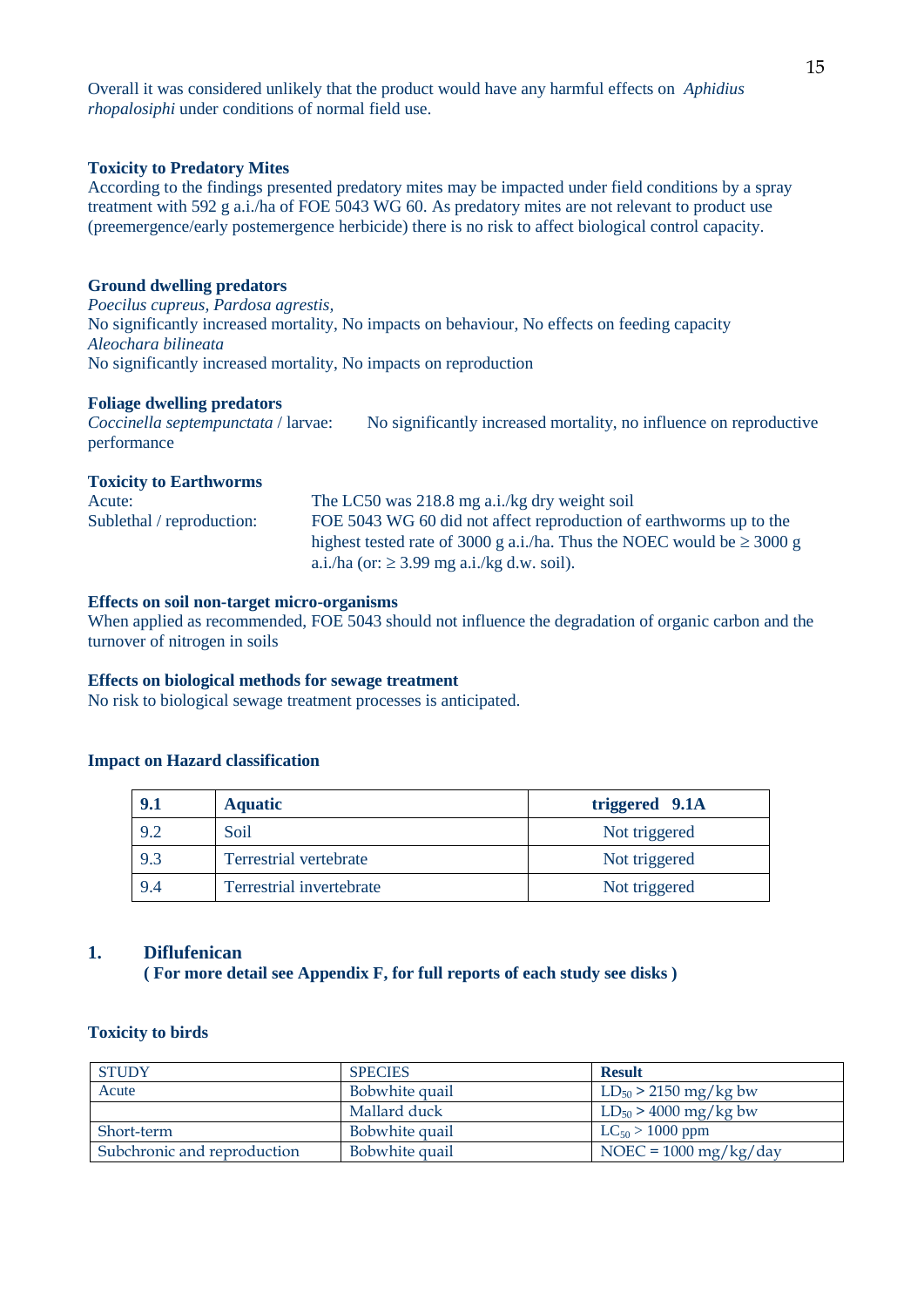Overall it was considered unlikely that the product would have any harmful effects on *Aphidius rhopalosiphi* under conditions of normal field use.

**Toxicity to Predatory Mites**

According to the findings presented predatory mites may be impacted under field conditions by a spray treatment with 592 g a.i./ha of FOE 5043 WG 60. As predatory mites are not relevant to product use (preemergence/early postemergence herbicide) there is no risk to affect biological control capacity.

**Ground dwelling predators**

*Poecilus cupreus, Pardosa agrestis,*
No significantly increased mortality, No impacts on behaviour, No effects on feeding capacity
*Aleochara bilineata*
No significantly increased mortality, No impacts on reproduction

**Foliage dwelling predators**

*Coccinella septempunctata* / larvae: No significantly increased mortality, no influence on reproductive performance

**Toxicity to Earthworms**

Acute: The LC50 was 218.8 mg a.i./kg dry weight soil

Sublethal / reproduction: FOE 5043 WG 60 did not affect reproduction of earthworms up to the highest tested rate of 3000 g a.i./ha. Thus the NOEC would be ≥ 3000 g a.i./ha (or: ≥ 3.99 mg a.i./kg d.w. soil).

**Effects on soil non-target micro-organisms**

When applied as recommended, FOE 5043 should not influence the degradation of organic carbon and the turnover of nitrogen in soils

**Effects on biological methods for sewage treatment**

No risk to biological sewage treatment processes is anticipated.

**Impact on Hazard classification**

| **9.1** | **Aquatic** | **triggered 9.1A** |
|---|---|---|
| 9.2 | Soil | Not triggered |
| 9.3 | Terrestrial vertebrate | Not triggered |
| 9.4 | Terrestrial invertebrate | Not triggered |

## 1. Diflufenican

**( For more detail see Appendix F, for full reports of each study see disks )**

**Toxicity to birds**

| STUDY | SPECIES | **Result** |
|---|---|---|
| Acute | Bobwhite quail | $LD_{50}$ > 2150 mg/kg bw |
| | Mallard duck | $LD_{50}$ > 4000 mg/kg bw |
| Short-term | Bobwhite quail | $LC_{50}$ > 1000 ppm |
| Subchronic and reproduction | Bobwhite quail | NOEC = 1000 mg/kg/day |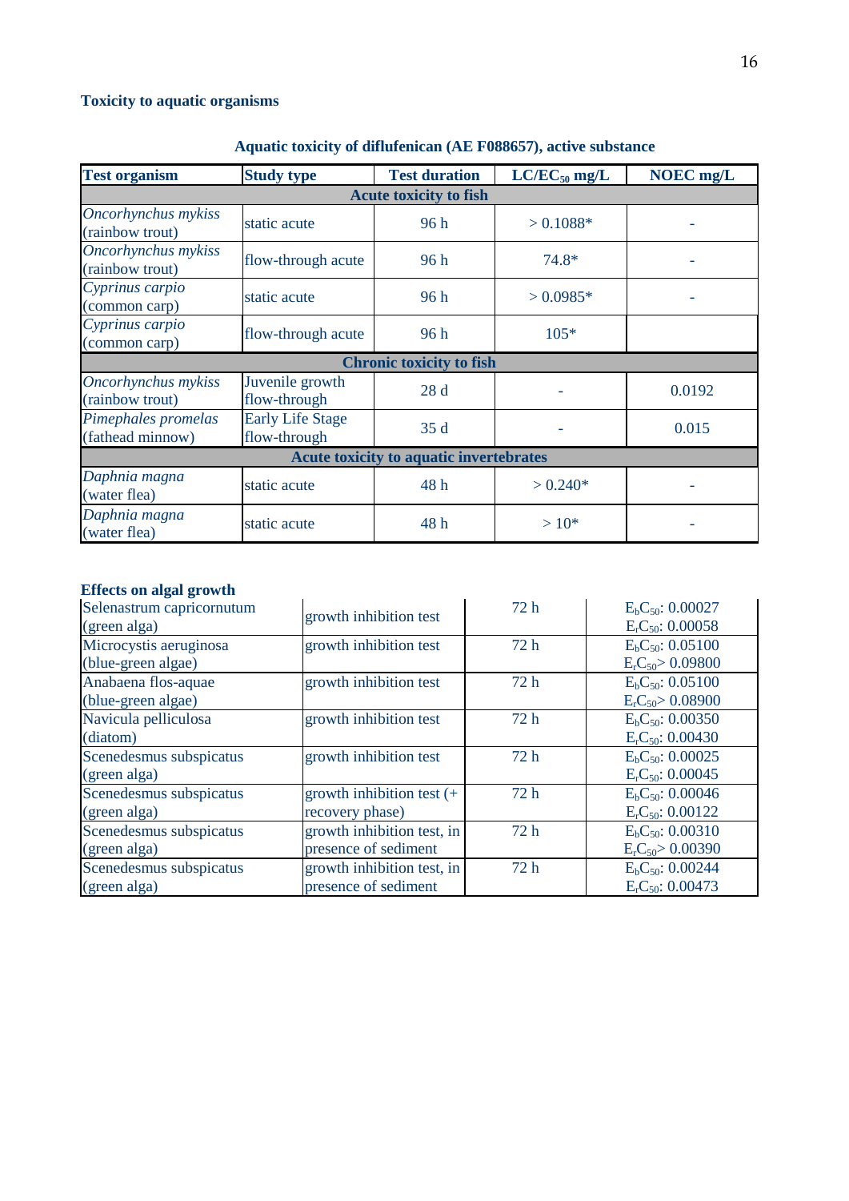### Toxicity to aquatic organisms

**Aquatic toxicity of diflufenican (AE F088657), active substance**

| Test organism | Study type | Test duration | $LC/EC_{50}$ mg/L | NOEC mg/L |
|---|---|---|---|---|
| **Acute toxicity to fish** | | | | |
| *Oncorhynchus mykiss* (rainbow trout) | static acute | 96 h | > 0.1088* | - |
| *Oncorhynchus mykiss* (rainbow trout) | flow-through acute | 96 h | 74.8* | - |
| *Cyprinus carpio* (common carp) | static acute | 96 h | > 0.0985* | - |
| *Cyprinus carpio* (common carp) | flow-through acute | 96 h | 105* | |
| **Chronic toxicity to fish** | | | | |
| *Oncorhynchus mykiss* (rainbow trout) | Juvenile growth flow-through | 28 d | - | 0.0192 |
| *Pimephales promelas* (fathead minnow) | Early Life Stage flow-through | 35 d | - | 0.015 |
| **Acute toxicity to aquatic invertebrates** | | | | |
| *Daphnia magna* (water flea) | static acute | 48 h | > 0.240* | - |
| *Daphnia magna* (water flea) | static acute | 48 h | > 10* | - |

**Effects on algal growth**

| | | | |
|---|---|---|---|
| Selenastrum capricornutum (green alga) | growth inhibition test | 72 h | $E_bC_{50}$: 0.00027<br>$E_rC_{50}$: 0.00058 |
| Microcystis aeruginosa (blue-green algae) | growth inhibition test | 72 h | $E_bC_{50}$: 0.05100<br>$E_rC_{50}$> 0.09800 |
| Anabaena flos-aquae (blue-green algae) | growth inhibition test | 72 h | $E_bC_{50}$: 0.05100<br>$E_rC_{50}$> 0.08900 |
| Navicula pelliculosa (diatom) | growth inhibition test | 72 h | $E_bC_{50}$: 0.00350<br>$E_rC_{50}$: 0.00430 |
| Scenedesmus subspicatus (green alga) | growth inhibition test | 72 h | $E_bC_{50}$: 0.00025<br>$E_rC_{50}$: 0.00045 |
| Scenedesmus subspicatus (green alga) | growth inhibition test (+ recovery phase) | 72 h | $E_bC_{50}$: 0.00046<br>$E_rC_{50}$: 0.00122 |
| Scenedesmus subspicatus (green alga) | growth inhibition test, in presence of sediment | 72 h | $E_bC_{50}$: 0.00310<br>$E_rC_{50}$> 0.00390 |
| Scenedesmus subspicatus (green alga) | growth inhibition test, in presence of sediment | 72 h | $E_bC_{50}$: 0.00244<br>$E_rC_{50}$: 0.00473 |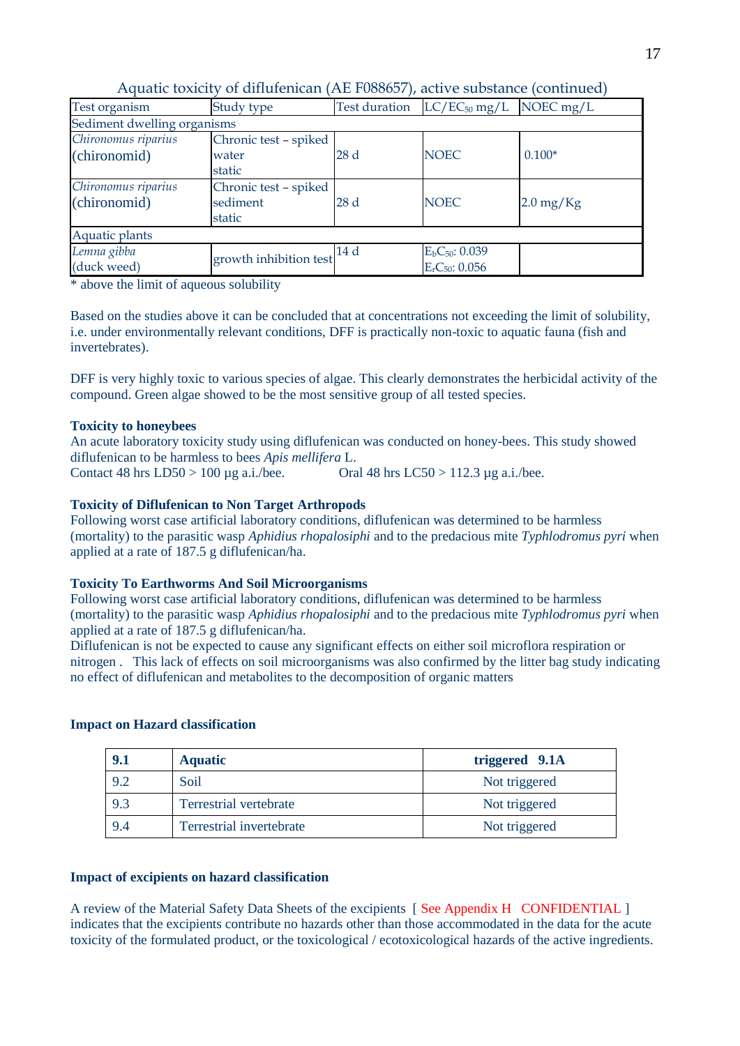Aquatic toxicity of diflufenican (AE F088657), active substance (continued)

| Test organism | Study type | Test duration | LC/EC$_{50}$ mg/L | NOEC mg/L |
|---|---|---|---|---|
| Sediment dwelling organisms | | | | |
| *Chironomus riparius* (chironomid) | Chronic test – spiked water static | 28 d | NOEC | 0.100* |
| *Chironomus riparius* (chironomid) | Chronic test – spiked sediment static | 28 d | NOEC | 2.0 mg/Kg |
| Aquatic plants | | | | |
| *Lemna gibba* (duck weed) | growth inhibition test | 14 d | $E_bC_{50}$: 0.039<br>$E_rC_{50}$: 0.056 | |

* above the limit of aqueous solubility

Based on the studies above it can be concluded that at concentrations not exceeding the limit of solubility, i.e. under environmentally relevant conditions, DFF is practically non-toxic to aquatic fauna (fish and invertebrates).

DFF is very highly toxic to various species of algae. This clearly demonstrates the herbicidal activity of the compound. Green algae showed to be the most sensitive group of all tested species.

**Toxicity to honeybees**

An acute laboratory toxicity study using diflufenican was conducted on honey-bees. This study showed diflufenican to be harmless to bees *Apis mellifera* L.
Contact 48 hrs LD50 > 100 µg a.i./bee. Oral 48 hrs LC50 > 112.3 µg a.i./bee.

**Toxicity of Diflufenican to Non Target Arthropods**

Following worst case artificial laboratory conditions, diflufenican was determined to be harmless (mortality) to the parasitic wasp *Aphidius rhopalosiphi* and to the predacious mite *Typhlodromus pyri* when applied at a rate of 187.5 g diflufenican/ha.

**Toxicity To Earthworms And Soil Microorganisms**

Following worst case artificial laboratory conditions, diflufenican was determined to be harmless (mortality) to the parasitic wasp *Aphidius rhopalosiphi* and to the predacious mite *Typhlodromus pyri* when applied at a rate of 187.5 g diflufenican/ha.
Diflufenican is not be expected to cause any significant effects on either soil microflora respiration or nitrogen . This lack of effects on soil microorganisms was also confirmed by the litter bag study indicating no effect of diflufenican and metabolites to the decomposition of organic matters

**Impact on Hazard classification**

| **9.1** | **Aquatic** | **triggered 9.1A** |
|---|---|---|
| 9.2 | Soil | Not triggered |
| 9.3 | Terrestrial vertebrate | Not triggered |
| 9.4 | Terrestrial invertebrate | Not triggered |

**Impact of excipients on hazard classification**

A review of the Material Safety Data Sheets of the excipients [ See Appendix H CONFIDENTIAL ] indicates that the excipients contribute no hazards other than those accommodated in the data for the acute toxicity of the formulated product, or the toxicological / ecotoxicological hazards of the active ingredients.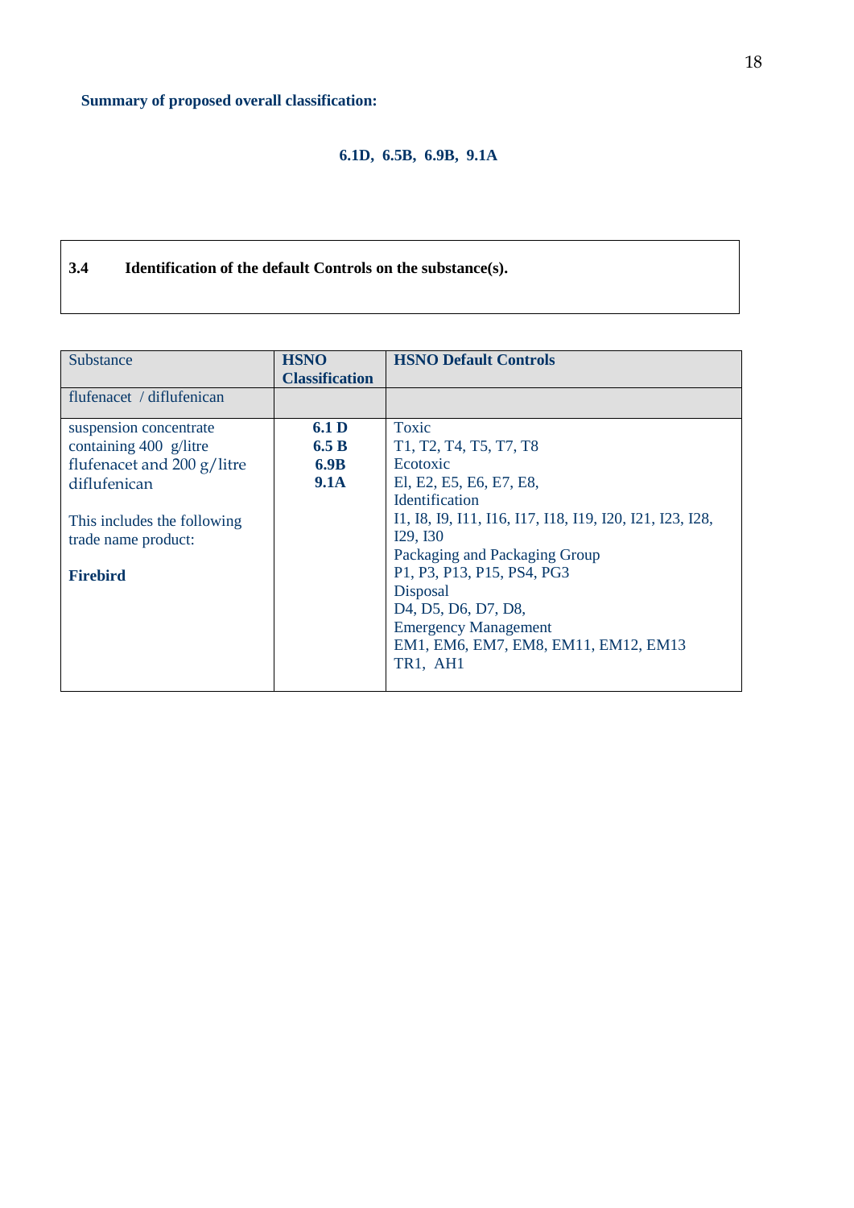**Summary of proposed overall classification:**

**6.1D, 6.5B, 6.9B, 9.1A**

### 3.4 Identification of the default Controls on the substance(s).

| Substance | HSNO Classification | HSNO Default Controls |
|---|---|---|
| flufenacet / diflufenican | | |
| suspension concentrate containing 400 g/litre flufenacet and 200 g/litre diflufenican<br><br>This includes the following trade name product:<br><br>**Firebird** | **6.1 D**<br>**6.5 B**<br>**6.9B**<br>**9.1A** | Toxic<br>T1, T2, T4, T5, T7, T8<br>Ecotoxic<br>El, E2, E5, E6, E7, E8,<br>Identification<br>I1, I8, I9, I11, I16, I17, I18, I19, I20, I21, I23, I28, I29, I30<br>Packaging and Packaging Group<br>P1, P3, P13, P15, PS4, PG3<br>Disposal<br>D4, D5, D6, D7, D8,<br>Emergency Management<br>EM1, EM6, EM7, EM8, EM11, EM12, EM13<br>TR1, AH1 |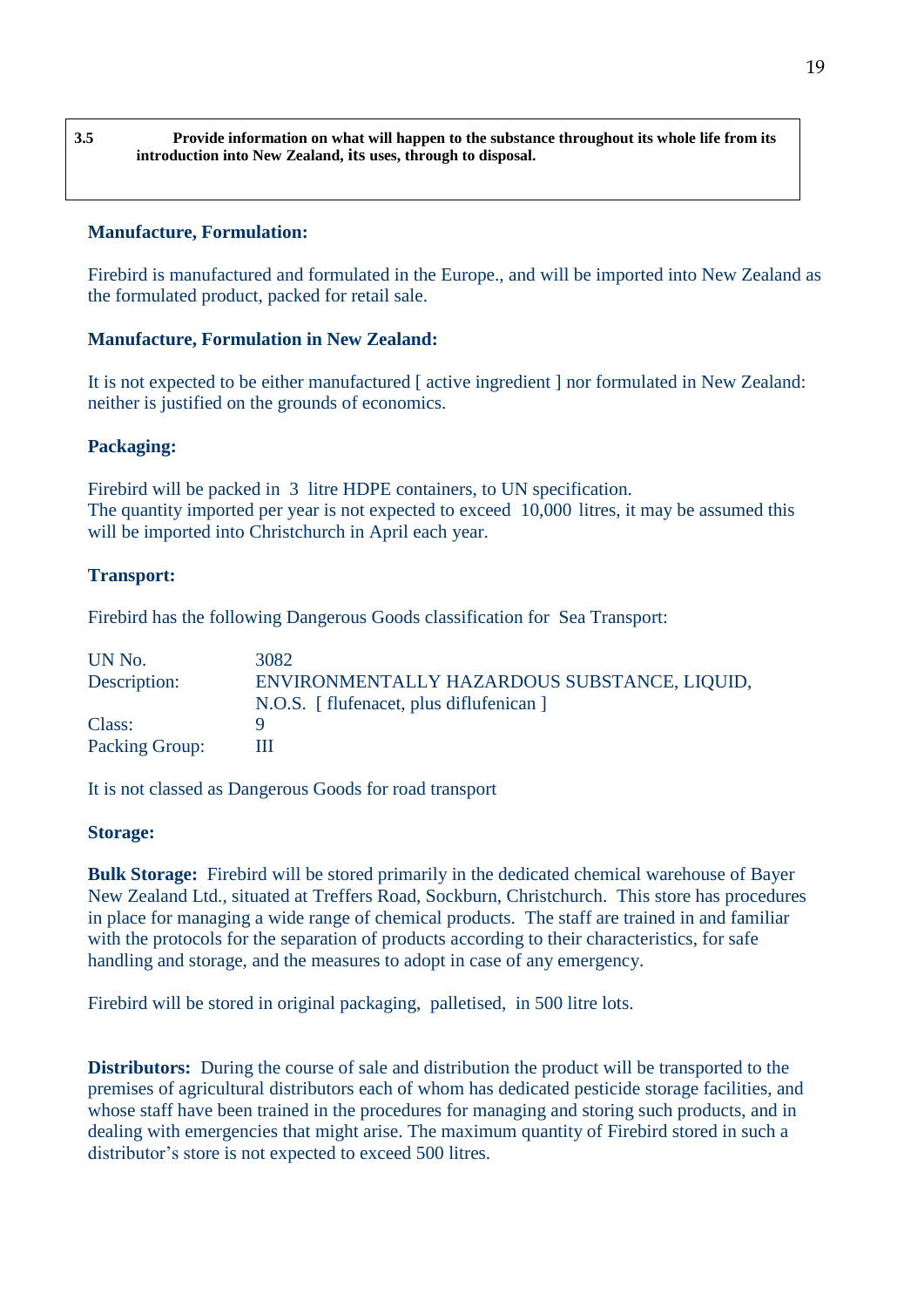**3.5 Provide information on what will happen to the substance throughout its whole life from its introduction into New Zealand, its uses, through to disposal.**

**Manufacture, Formulation:**

Firebird is manufactured and formulated in the Europe., and will be imported into New Zealand as the formulated product, packed for retail sale.

**Manufacture, Formulation in New Zealand:**

It is not expected to be either manufactured [ active ingredient ] nor formulated in New Zealand: neither is justified on the grounds of economics.

**Packaging:**

Firebird will be packed in 3 litre HDPE containers, to UN specification.
The quantity imported per year is not expected to exceed 10,000 litres, it may be assumed this will be imported into Christchurch in April each year.

**Transport:**

Firebird has the following Dangerous Goods classification for Sea Transport:

| | |
|---|---|
| UN No. | 3082 |
| Description: | ENVIRONMENTALLY HAZARDOUS SUBSTANCE, LIQUID, N.O.S. [ flufenacet, plus diflufenican ] |
| Class: | 9 |
| Packing Group: | III |

It is not classed as Dangerous Goods for road transport

**Storage:**

**Bulk Storage:** Firebird will be stored primarily in the dedicated chemical warehouse of Bayer New Zealand Ltd., situated at Treffers Road, Sockburn, Christchurch. This store has procedures in place for managing a wide range of chemical products. The staff are trained in and familiar with the protocols for the separation of products according to their characteristics, for safe handling and storage, and the measures to adopt in case of any emergency.

Firebird will be stored in original packaging, palletised, in 500 litre lots.

**Distributors:** During the course of sale and distribution the product will be transported to the premises of agricultural distributors each of whom has dedicated pesticide storage facilities, and whose staff have been trained in the procedures for managing and storing such products, and in dealing with emergencies that might arise. The maximum quantity of Firebird stored in such a distributor's store is not expected to exceed 500 litres.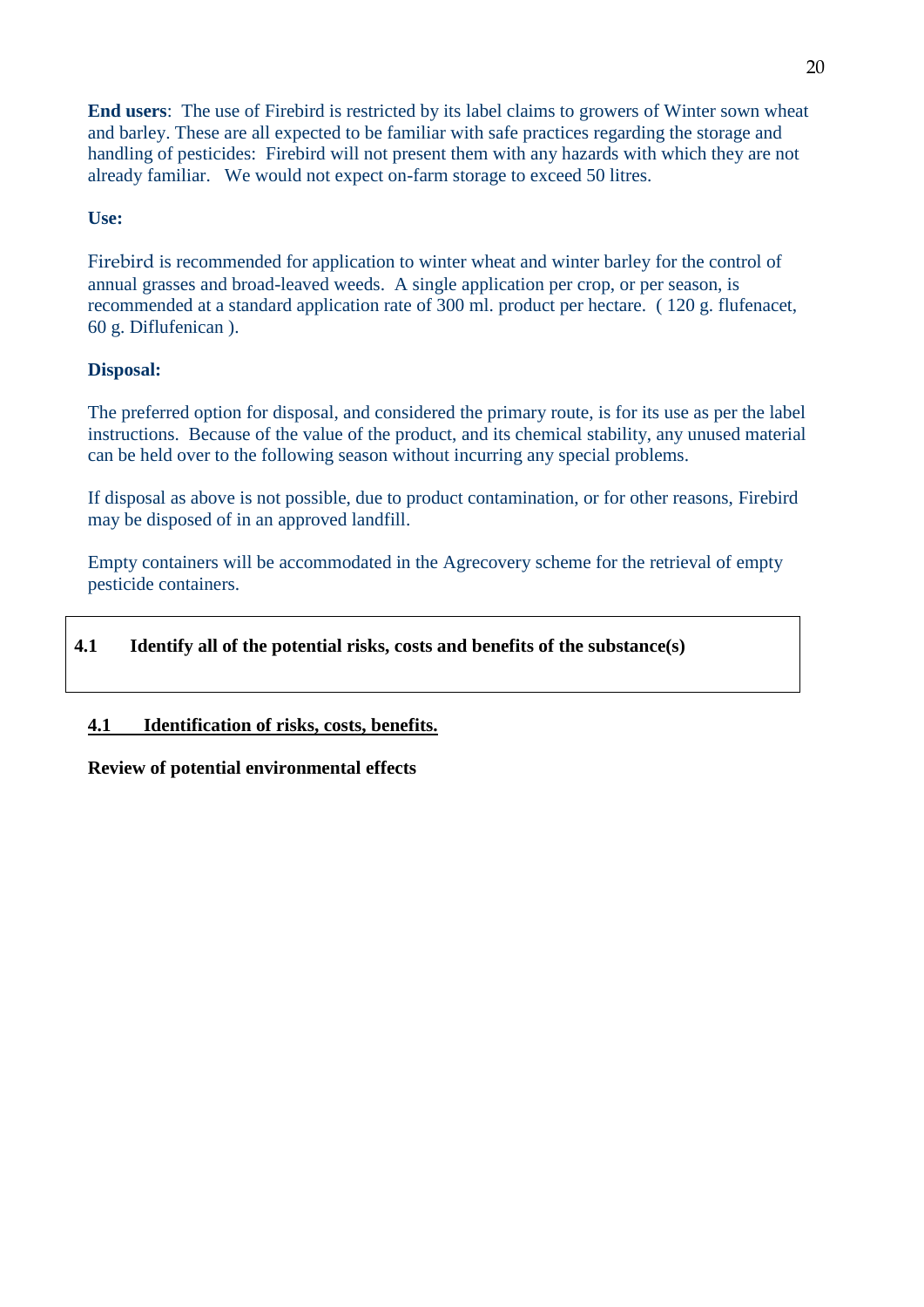**End users**: The use of Firebird is restricted by its label claims to growers of Winter sown wheat and barley. These are all expected to be familiar with safe practices regarding the storage and handling of pesticides: Firebird will not present them with any hazards with which they are not already familiar. We would not expect on-farm storage to exceed 50 litres.

**Use:**

Firebird is recommended for application to winter wheat and winter barley for the control of annual grasses and broad-leaved weeds. A single application per crop, or per season, is recommended at a standard application rate of 300 ml. product per hectare. ( 120 g. flufenacet, 60 g. Diflufenican ).

**Disposal:**

The preferred option for disposal, and considered the primary route, is for its use as per the label instructions. Because of the value of the product, and its chemical stability, any unused material can be held over to the following season without incurring any special problems.

If disposal as above is not possible, due to product contamination, or for other reasons, Firebird may be disposed of in an approved landfill.

Empty containers will be accommodated in the Agrecovery scheme for the retrieval of empty pesticide containers.

| **4.1 Identify all of the potential risks, costs and benefits of the substance(s)** |
|---|

## 4.1 Identification of risks, costs, benefits.

**Review of potential environmental effects**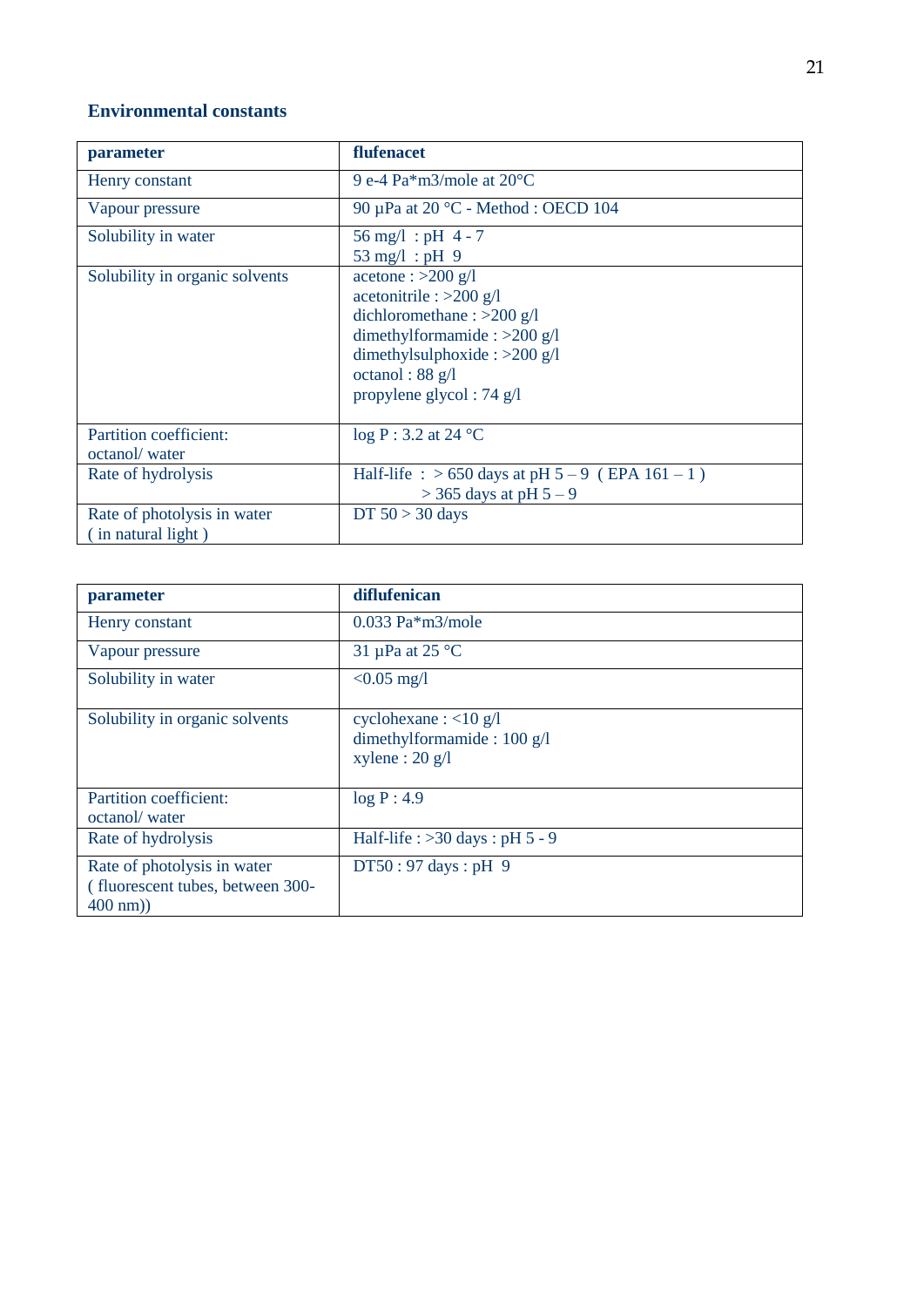### Environmental constants

| parameter | flufenacet |
|---|---|
| Henry constant | 9 e-4 Pa*m3/mole at 20°C |
| Vapour pressure | 90 µPa at 20 °C - Method : OECD 104 |
| Solubility in water | 56 mg/l : pH 4 - 7<br>53 mg/l : pH 9 |
| Solubility in organic solvents | acetone : >200 g/l<br>acetonitrile : >200 g/l<br>dichloromethane : >200 g/l<br>dimethylformamide : >200 g/l<br>dimethylsulphoxide : >200 g/l<br>octanol : 88 g/l<br>propylene glycol : 74 g/l |
| Partition coefficient: octanol/ water | log P : 3.2 at 24 °C |
| Rate of hydrolysis | Half-life : > 650 days at pH 5 – 9 ( EPA 161 – 1 )<br>> 365 days at pH 5 – 9 |
| Rate of photolysis in water ( in natural light ) | DT 50 > 30 days |

| parameter | diflufenican |
|---|---|
| Henry constant | 0.033 Pa*m3/mole |
| Vapour pressure | 31 µPa at 25 °C |
| Solubility in water | <0.05 mg/l |
| Solubility in organic solvents | cyclohexane : <10 g/l<br>dimethylformamide : 100 g/l<br>xylene : 20 g/l |
| Partition coefficient: octanol/ water | log P : 4.9 |
| Rate of hydrolysis | Half-life : >30 days : pH 5 - 9 |
| Rate of photolysis in water ( fluorescent tubes, between 300-400 nm)) | DT50 : 97 days : pH 9 |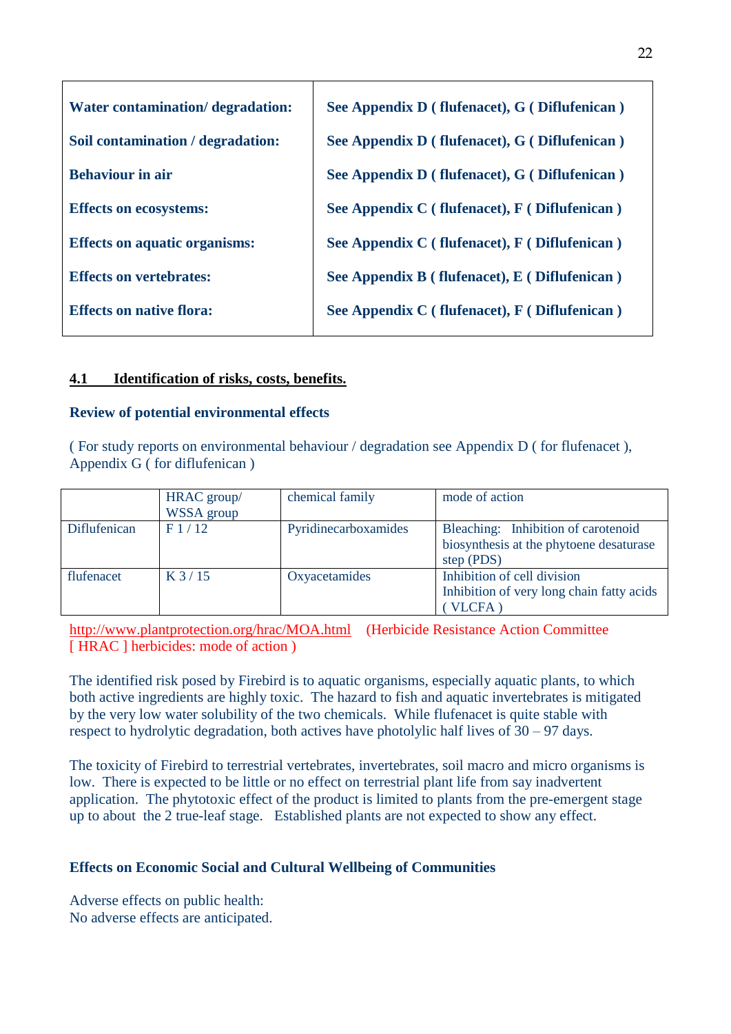| | |
|---|---|
| **Water contamination/ degradation:** | **See Appendix D ( flufenacet), G ( Diflufenican )** |
| **Soil contamination / degradation:** | **See Appendix D ( flufenacet), G ( Diflufenican )** |
| **Behaviour in air** | **See Appendix D ( flufenacet), G ( Diflufenican )** |
| **Effects on ecosystems:** | **See Appendix C ( flufenacet), F ( Diflufenican )** |
| **Effects on aquatic organisms:** | **See Appendix C ( flufenacet), F ( Diflufenican )** |
| **Effects on vertebrates:** | **See Appendix B ( flufenacet), E ( Diflufenican )** |
| **Effects on native flora:** | **See Appendix C ( flufenacet), F ( Diflufenican )** |

## 4.1 Identification of risks, costs, benefits.

### Review of potential environmental effects

( For study reports on environmental behaviour / degradation see Appendix D ( for flufenacet ), Appendix G ( for diflufenican )

| | HRAC group/ WSSA group | chemical family | mode of action |
|---|---|---|---|
| Diflufenican | F 1 / 12 | Pyridinecarboxamides | Bleaching: Inhibition of carotenoid biosynthesis at the phytoene desaturase step (PDS) |
| flufenacet | K 3 / 15 | Oxyacetamides | Inhibition of cell division Inhibition of very long chain fatty acids ( VLCFA ) |

http://www.plantprotection.org/hrac/MOA.html (Herbicide Resistance Action Committee [ HRAC ] herbicides: mode of action )

The identified risk posed by Firebird is to aquatic organisms, especially aquatic plants, to which both active ingredients are highly toxic. The hazard to fish and aquatic invertebrates is mitigated by the very low water solubility of the two chemicals. While flufenacet is quite stable with respect to hydrolytic degradation, both actives have photolylic half lives of 30 – 97 days.

The toxicity of Firebird to terrestrial vertebrates, invertebrates, soil macro and micro organisms is low. There is expected to be little or no effect on terrestrial plant life from say inadvertent application. The phytotoxic effect of the product is limited to plants from the pre-emergent stage up to about the 2 true-leaf stage. Established plants are not expected to show any effect.

### Effects on Economic Social and Cultural Wellbeing of Communities

Adverse effects on public health:
No adverse effects are anticipated.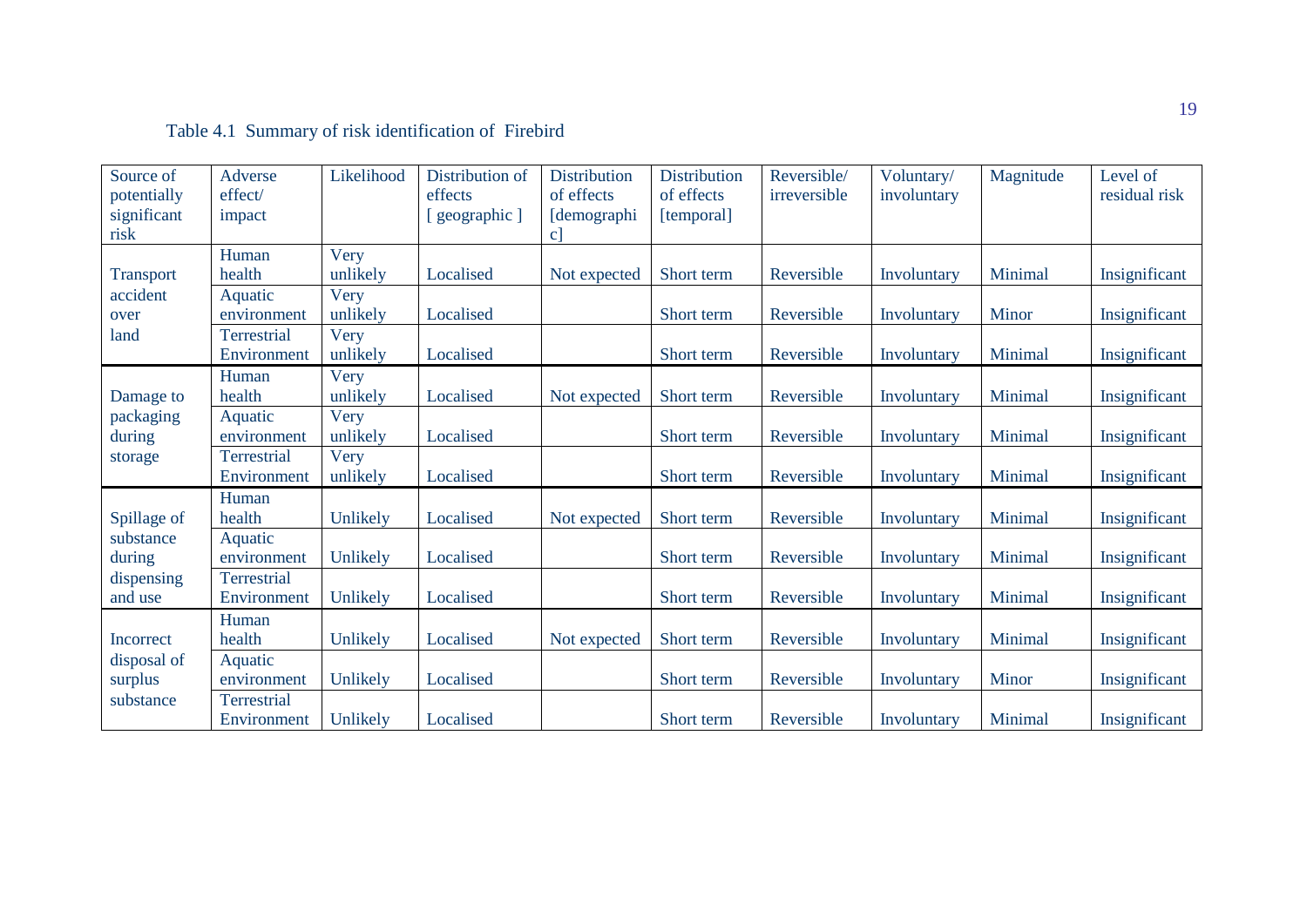Table 4.1 Summary of risk identification of Firebird

| Source of potentially significant risk | Adverse effect/ impact | Likelihood | Distribution of effects [ geographic ] | Distribution of effects [demographic] | Distribution of effects [temporal] | Reversible/ irreversible | Voluntary/ involuntary | Magnitude | Level of residual risk |
|---|---|---|---|---|---|---|---|---|---|
| Transport accident over land | Human health | Very unlikely | Localised | Not expected | Short term | Reversible | Involuntary | Minimal | Insignificant |
| | Aquatic environment | Very unlikely | Localised | | Short term | Reversible | Involuntary | Minor | Insignificant |
| | Terrestrial Environment | Very unlikely | Localised | | Short term | Reversible | Involuntary | Minimal | Insignificant |
| Damage to packaging during storage | Human health | Very unlikely | Localised | Not expected | Short term | Reversible | Involuntary | Minimal | Insignificant |
| | Aquatic environment | Very unlikely | Localised | | Short term | Reversible | Involuntary | Minimal | Insignificant |
| | Terrestrial Environment | Very unlikely | Localised | | Short term | Reversible | Involuntary | Minimal | Insignificant |
| Spillage of substance during dispensing and use | Human health | Unlikely | Localised | Not expected | Short term | Reversible | Involuntary | Minimal | Insignificant |
| | Aquatic environment | Unlikely | Localised | | Short term | Reversible | Involuntary | Minimal | Insignificant |
| | Terrestrial Environment | Unlikely | Localised | | Short term | Reversible | Involuntary | Minimal | Insignificant |
| Incorrect disposal of surplus substance | Human health | Unlikely | Localised | Not expected | Short term | Reversible | Involuntary | Minimal | Insignificant |
| | Aquatic environment | Unlikely | Localised | | Short term | Reversible | Involuntary | Minor | Insignificant |
| | Terrestrial Environment | Unlikely | Localised | | Short term | Reversible | Involuntary | Minimal | Insignificant |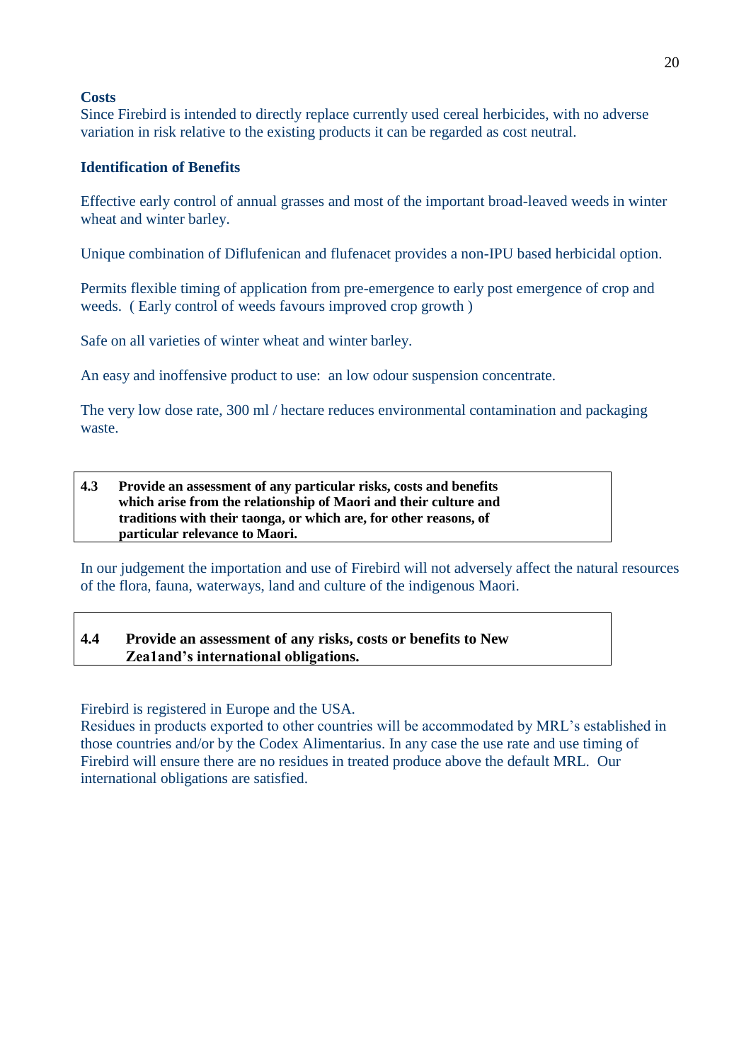**Costs**

Since Firebird is intended to directly replace currently used cereal herbicides, with no adverse variation in risk relative to the existing products it can be regarded as cost neutral.

**Identification of Benefits**

Effective early control of annual grasses and most of the important broad-leaved weeds in winter wheat and winter barley.

Unique combination of Diflufenican and flufenacet provides a non-IPU based herbicidal option.

Permits flexible timing of application from pre-emergence to early post emergence of crop and weeds. ( Early control of weeds favours improved crop growth )

Safe on all varieties of winter wheat and winter barley.

An easy and inoffensive product to use: an low odour suspension concentrate.

The very low dose rate, 300 ml / hectare reduces environmental contamination and packaging waste.

**4.3 Provide an assessment of any particular risks, costs and benefits which arise from the relationship of Maori and their culture and traditions with their taonga, or which are, for other reasons, of particular relevance to Maori.**

In our judgement the importation and use of Firebird will not adversely affect the natural resources of the flora, fauna, waterways, land and culture of the indigenous Maori.

**4.4 Provide an assessment of any risks, costs or benefits to New Zea1and's international obligations.**

Firebird is registered in Europe and the USA.
Residues in products exported to other countries will be accommodated by MRL's established in those countries and/or by the Codex Alimentarius. In any case the use rate and use timing of Firebird will ensure there are no residues in treated produce above the default MRL. Our international obligations are satisfied.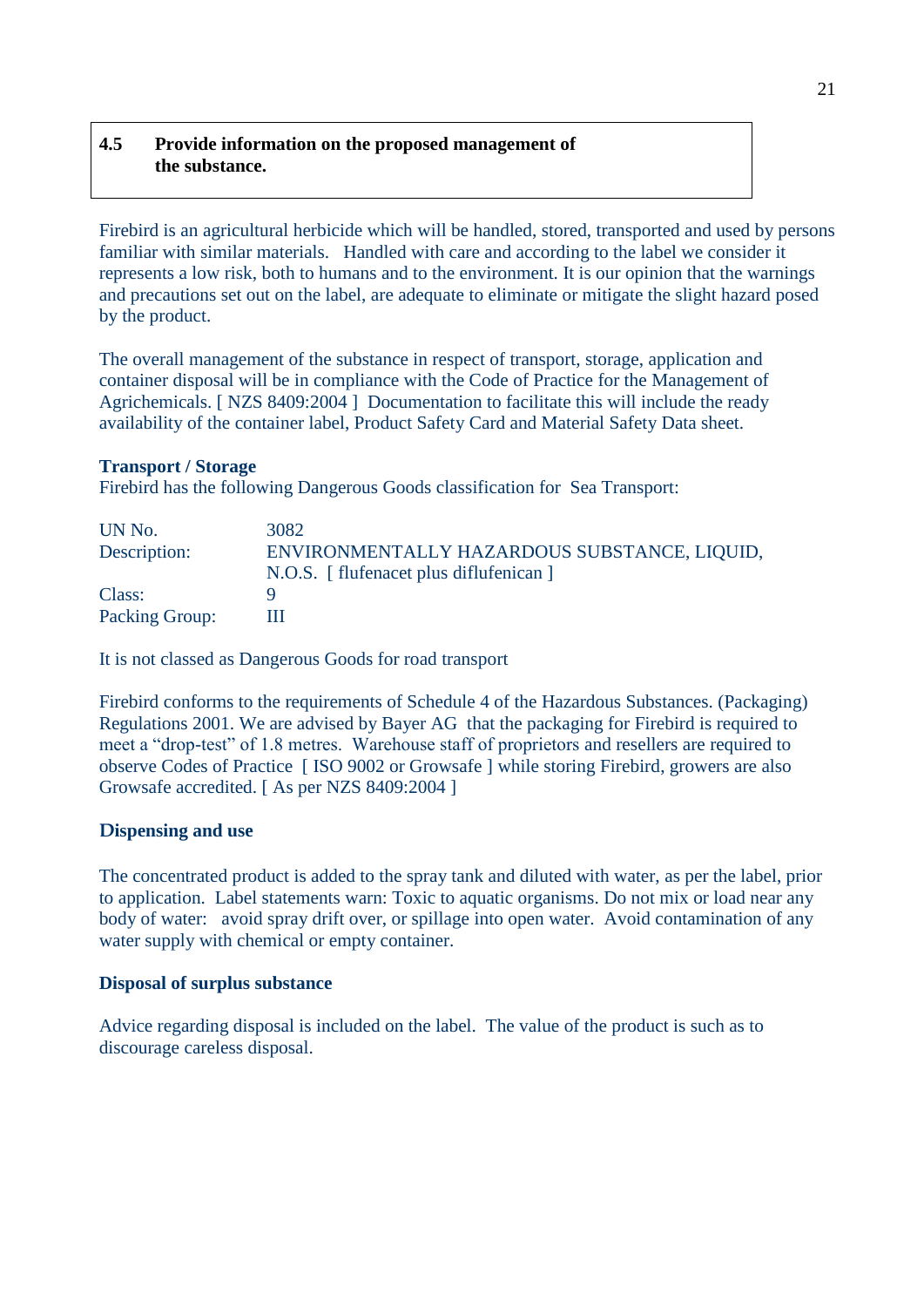## 4.5 Provide information on the proposed management of the substance.

Firebird is an agricultural herbicide which will be handled, stored, transported and used by persons familiar with similar materials. Handled with care and according to the label we consider it represents a low risk, both to humans and to the environment. It is our opinion that the warnings and precautions set out on the label, are adequate to eliminate or mitigate the slight hazard posed by the product.

The overall management of the substance in respect of transport, storage, application and container disposal will be in compliance with the Code of Practice for the Management of Agrichemicals. [ NZS 8409:2004 ] Documentation to facilitate this will include the ready availability of the container label, Product Safety Card and Material Safety Data sheet.

**Transport / Storage**

Firebird has the following Dangerous Goods classification for Sea Transport:

| | |
|---|---|
| UN No. | 3082 |
| Description: | ENVIRONMENTALLY HAZARDOUS SUBSTANCE, LIQUID, N.O.S. [ flufenacet plus diflufenican ] |
| Class: | 9 |
| Packing Group: | III |

It is not classed as Dangerous Goods for road transport

Firebird conforms to the requirements of Schedule 4 of the Hazardous Substances. (Packaging) Regulations 2001. We are advised by Bayer AG that the packaging for Firebird is required to meet a "drop-test" of 1.8 metres. Warehouse staff of proprietors and resellers are required to observe Codes of Practice [ ISO 9002 or Growsafe ] while storing Firebird, growers are also Growsafe accredited. [ As per NZS 8409:2004 ]

**Dispensing and use**

The concentrated product is added to the spray tank and diluted with water, as per the label, prior to application. Label statements warn: Toxic to aquatic organisms. Do not mix or load near any body of water: avoid spray drift over, or spillage into open water. Avoid contamination of any water supply with chemical or empty container.

**Disposal of surplus substance**

Advice regarding disposal is included on the label. The value of the product is such as to discourage careless disposal.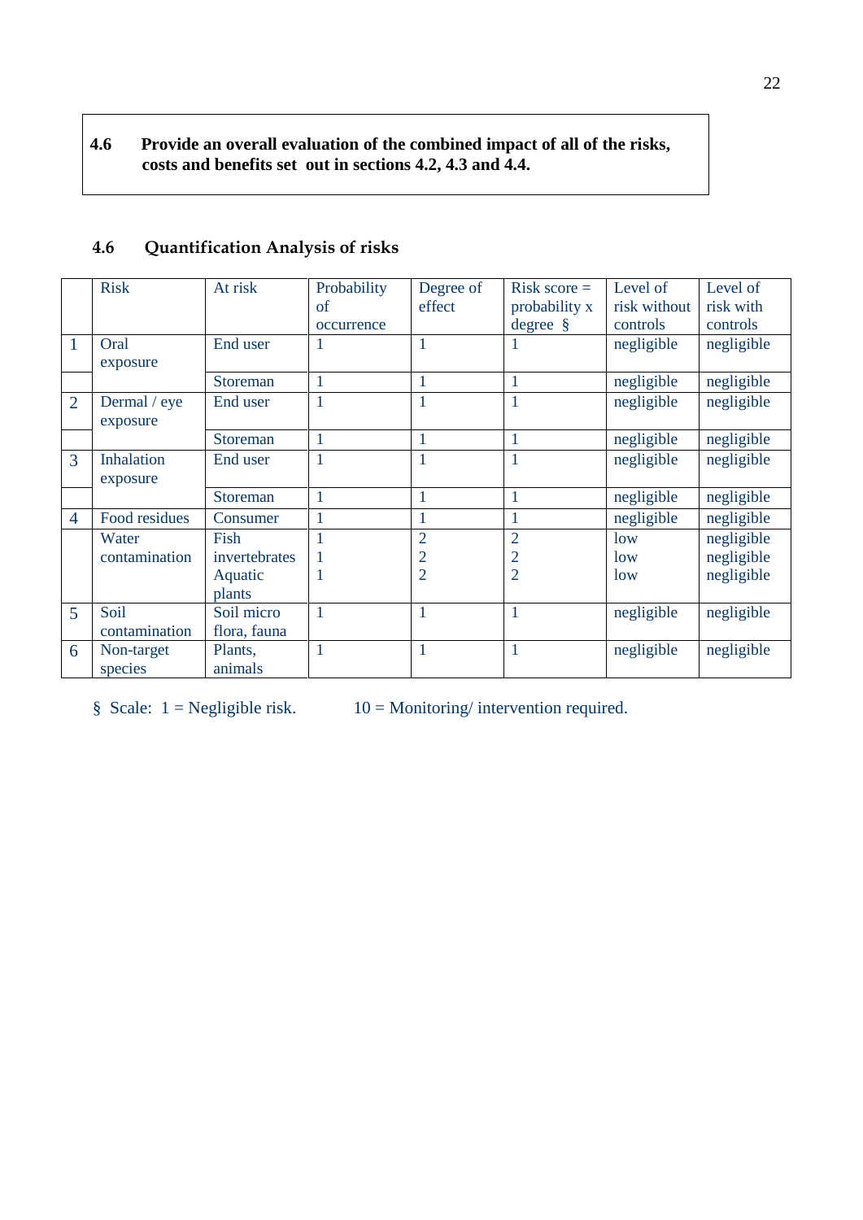**4.6 Provide an overall evaluation of the combined impact of all of the risks, costs and benefits set out in sections 4.2, 4.3 and 4.4.**

## 4.6 Quantification Analysis of risks

| | Risk | At risk | Probability of occurrence | Degree of effect | Risk score = probability x degree § | Level of risk without controls | Level of risk with controls |
|---|---|---|---|---|---|---|---|
| 1 | Oral exposure | End user | 1 | 1 | 1 | negligible | negligible |
| | | Storeman | 1 | 1 | 1 | negligible | negligible |
| 2 | Dermal / eye exposure | End user | 1 | 1 | 1 | negligible | negligible |
| | | Storeman | 1 | 1 | 1 | negligible | negligible |
| 3 | Inhalation exposure | End user | 1 | 1 | 1 | negligible | negligible |
| | | Storeman | 1 | 1 | 1 | negligible | negligible |
| 4 | Food residues | Consumer | 1 | 1 | 1 | negligible | negligible |
| | Water contamination | Fish<br>invertebrates<br>Aquatic plants | 1<br>1<br>1 | 2<br>2<br>2 | 2<br>2<br>2 | low<br>low<br>low | negligible<br>negligible<br>negligible |
| 5 | Soil contamination | Soil micro flora, fauna | 1 | 1 | 1 | negligible | negligible |
| 6 | Non-target species | Plants, animals | 1 | 1 | 1 | negligible | negligible |

§ Scale: 1 = Negligible risk. 10 = Monitoring/ intervention required.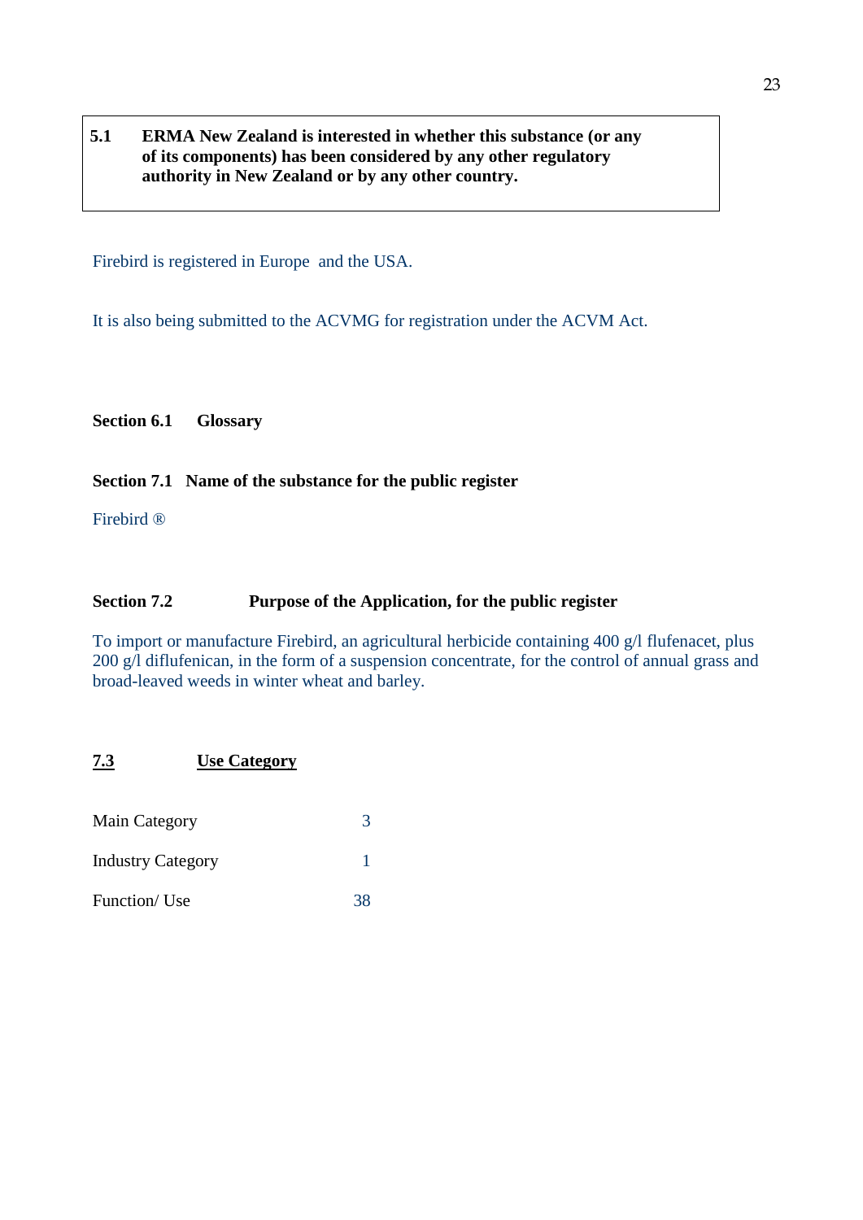**5.1 ERMA New Zealand is interested in whether this substance (or any of its components) has been considered by any other regulatory authority in New Zealand or by any other country.**

Firebird is registered in Europe and the USA.

It is also being submitted to the ACVMG for registration under the ACVM Act.

**Section 6.1 Glossary**

**Section 7.1 Name of the substance for the public register**

Firebird ®

**Section 7.2 Purpose of the Application, for the public register**

To import or manufacture Firebird, an agricultural herbicide containing 400 g/l flufenacet, plus 200 g/l diflufenican, in the form of a suspension concentrate, for the control of annual grass and broad-leaved weeds in winter wheat and barley.

**7.3 Use Category**

| | |
|---|---|
| Main Category | 3 |
| Industry Category | 1 |
| Function/ Use | 38 |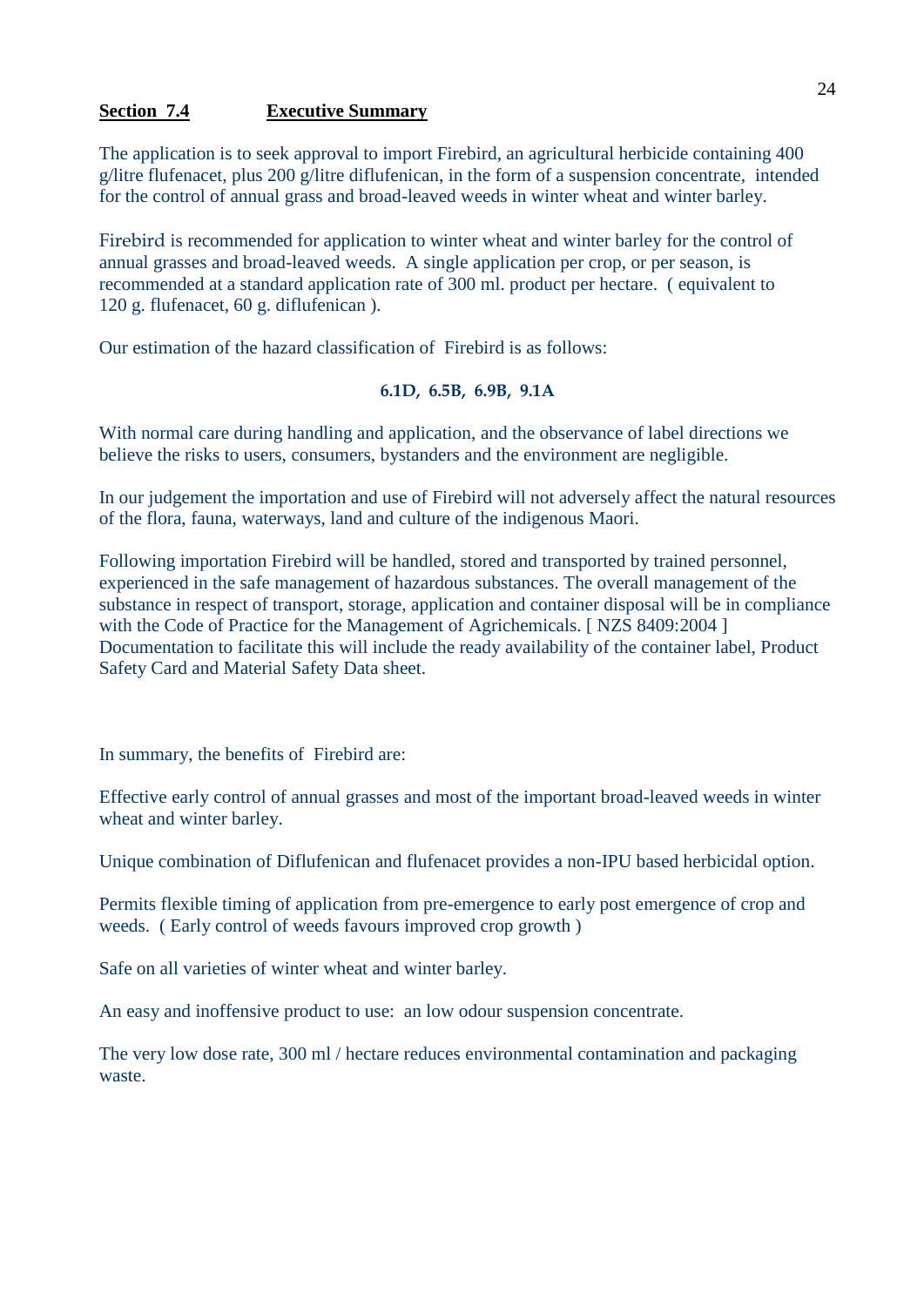## **Section 7.4** **Executive Summary**

The application is to seek approval to import Firebird, an agricultural herbicide containing 400 g/litre flufenacet, plus 200 g/litre diflufenican, in the form of a suspension concentrate, intended for the control of annual grass and broad-leaved weeds in winter wheat and winter barley.

Firebird is recommended for application to winter wheat and winter barley for the control of annual grasses and broad-leaved weeds. A single application per crop, or per season, is recommended at a standard application rate of 300 ml. product per hectare. ( equivalent to 120 g. flufenacet, 60 g. diflufenican ).

Our estimation of the hazard classification of Firebird is as follows:

**6.1D, 6.5B, 6.9B, 9.1A**

With normal care during handling and application, and the observance of label directions we believe the risks to users, consumers, bystanders and the environment are negligible.

In our judgement the importation and use of Firebird will not adversely affect the natural resources of the flora, fauna, waterways, land and culture of the indigenous Maori.

Following importation Firebird will be handled, stored and transported by trained personnel, experienced in the safe management of hazardous substances. The overall management of the substance in respect of transport, storage, application and container disposal will be in compliance with the Code of Practice for the Management of Agrichemicals. [ NZS 8409:2004 ] Documentation to facilitate this will include the ready availability of the container label, Product Safety Card and Material Safety Data sheet.

In summary, the benefits of Firebird are:

Effective early control of annual grasses and most of the important broad-leaved weeds in winter wheat and winter barley.

Unique combination of Diflufenican and flufenacet provides a non-IPU based herbicidal option.

Permits flexible timing of application from pre-emergence to early post emergence of crop and weeds. ( Early control of weeds favours improved crop growth )

Safe on all varieties of winter wheat and winter barley.

An easy and inoffensive product to use: an low odour suspension concentrate.

The very low dose rate, 300 ml / hectare reduces environmental contamination and packaging waste.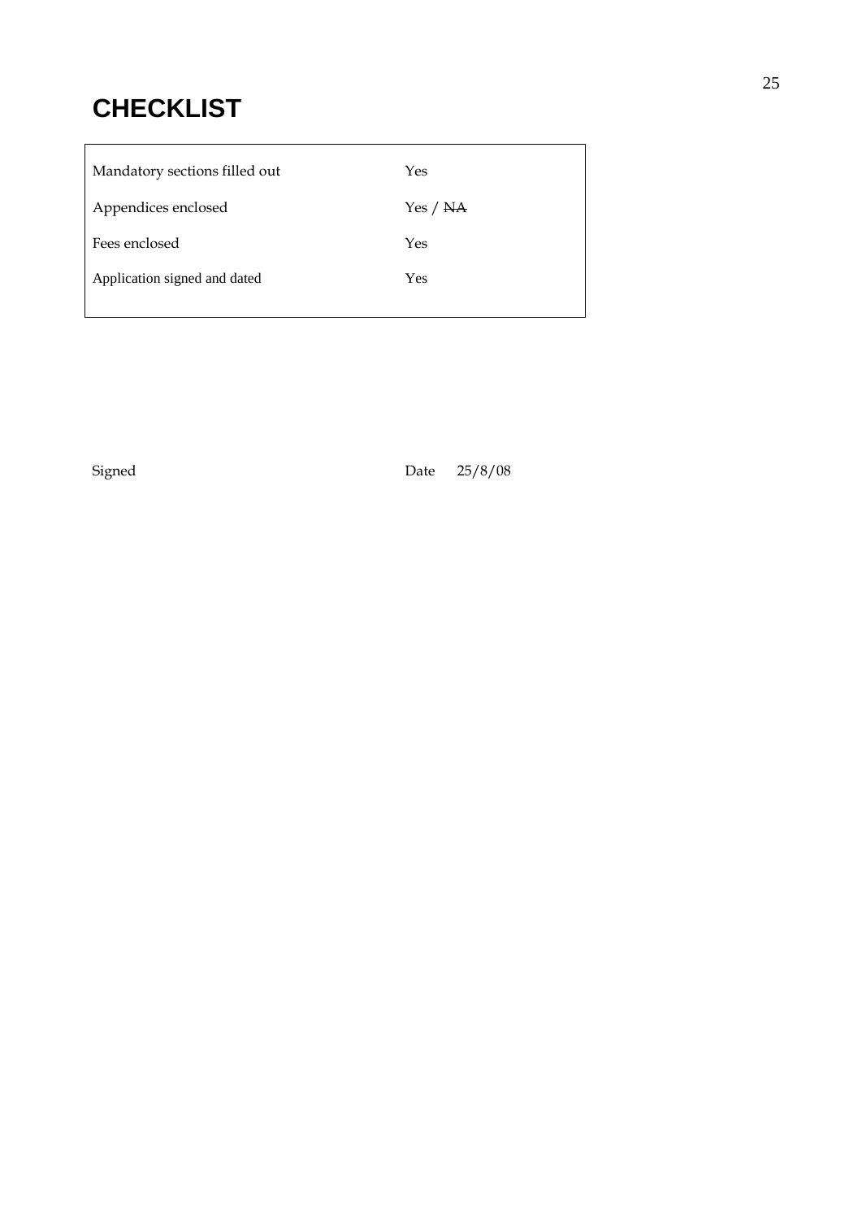# CHECKLIST

| | |
|---|---|
| Mandatory sections filled out | Yes |
| Appendices enclosed | Yes / ~~NA~~ |
| Fees enclosed | Yes |
| Application signed and dated | Yes |

Signed

Date 25/8/08